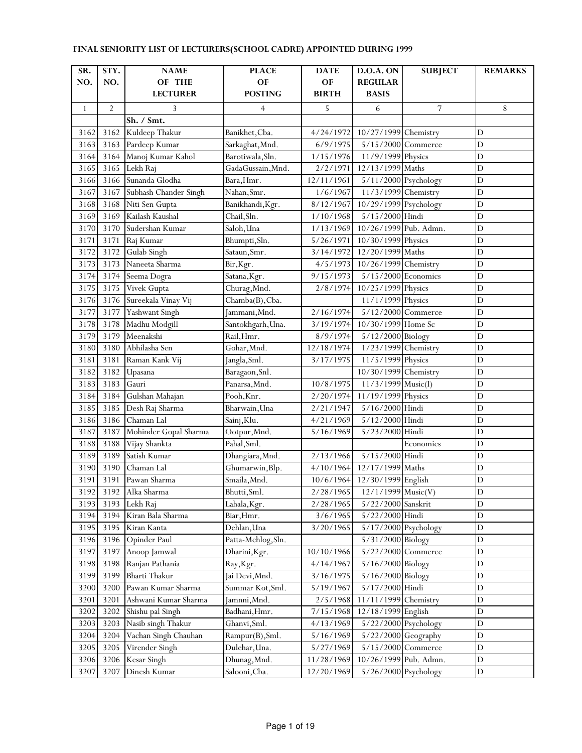**FINAL SENIORITY LIST OF LECTURERS(SCHOOL CADRE) APPOINTED DURING 1999**

| SR. NO. | STY. NO. | NAME OF THE LECTURER | PLACE OF POSTING | DATE OF BIRTH | D.O.A. ON REGULAR BASIS | SUBJECT | REMARKS |
|---|---|---|---|---|---|---|---|
| 1 | 2 | 3 | 4 | 5 | 6 | 7 | 8 |
| | | Sh. / Smt. | | | | | |
| 3162 | 3162 | Kuldeep Thakur | Banikhet,Cba. | 4/24/1972 | 10/27/1999 | Chemistry | D |
| 3163 | 3163 | Pardeep Kumar | Sarkaghat,Mnd. | 6/9/1975 | 5/15/2000 | Commerce | D |
| 3164 | 3164 | Manoj Kumar Kahol | Barotiwala,Sln. | 1/15/1976 | 11/9/1999 | Physics | D |
| 3165 | 3165 | Lekh Raj | GadaGussain,Mnd. | 2/2/1971 | 12/13/1999 | Maths | D |
| 3166 | 3166 | Sunanda Glodha | Bara,Hmr. | 12/11/1961 | 5/11/2000 | Psychology | D |
| 3167 | 3167 | Subhash Chander Singh | Nahan,Smr. | 1/6/1967 | 11/3/1999 | Chemistry | D |
| 3168 | 3168 | Niti Sen Gupta | Banikhandi,Kgr. | 8/12/1967 | 10/29/1999 | Psychology | D |
| 3169 | 3169 | Kailash Kaushal | Chail,Sln. | 1/10/1968 | 5/15/2000 | Hindi | D |
| 3170 | 3170 | Sudershan Kumar | Saloh,Una | 1/13/1969 | 10/26/1999 | Pub. Admn. | D |
| 3171 | 3171 | Raj Kumar | Bhumpti,Sln. | 5/26/1971 | 10/30/1999 | Physics | D |
| 3172 | 3172 | Gulab Singh | Sataun,Smr. | 3/14/1972 | 12/20/1999 | Maths | D |
| 3173 | 3173 | Naneeta Sharma | Bir,Kgr. | 4/5/1973 | 10/26/1999 | Chemistry | D |
| 3174 | 3174 | Seema Dogra | Satana,Kgr. | 9/15/1973 | 5/15/2000 | Economics | D |
| 3175 | 3175 | Vivek Gupta | Churag,Mnd. | 2/8/1974 | 10/25/1999 | Physics | D |
| 3176 | 3176 | Sureekala Vinay Vij | Chamba(B),Cba. | | 11/1/1999 | Physics | D |
| 3177 | 3177 | Yashwant Singh | Jammani,Mnd. | 2/16/1974 | 5/12/2000 | Commerce | D |
| 3178 | 3178 | Madhu Modgill | Santokhgarh,Una. | 3/19/1974 | 10/30/1999 | Home Sc | D |
| 3179 | 3179 | Meenakshi | Rail,Hmr. | 8/9/1974 | 5/12/2000 | Biology | D |
| 3180 | 3180 | Abhilasha Sen | Gohar,Mnd. | 12/18/1974 | 1/23/1999 | Chemistry | D |
| 3181 | 3181 | Raman Kank Vij | Jangla,Sml. | 3/17/1975 | 11/5/1999 | Physics | D |
| 3182 | 3182 | Upasana | Baragaon,Snl. | | 10/30/1999 | Chemistry | D |
| 3183 | 3183 | Gauri | Panarsa,Mnd. | 10/8/1975 | 11/3/1999 | Music(I) | D |
| 3184 | 3184 | Gulshan Mahajan | Pooh,Knr. | 2/20/1974 | 11/19/1999 | Physics | D |
| 3185 | 3185 | Desh Raj Sharma | Bharwain,Una | 2/21/1947 | 5/16/2000 | Hindi | D |
| 3186 | 3186 | Chaman Lal | Sainj,Klu. | 4/21/1969 | 5/12/2000 | Hindi | D |
| 3187 | 3187 | Mohinder Gopal Sharma | Ootpur,Mnd. | 5/16/1969 | 5/23/2000 | Hindi | D |
| 3188 | 3188 | Vijay Shankta | Pahal,Sml. | | | Economics | D |
| 3189 | 3189 | Satish Kumar | Dhangiara,Mnd. | 2/13/1966 | 5/15/2000 | Hindi | D |
| 3190 | 3190 | Chaman Lal | Ghumarwin,Blp. | 4/10/1964 | 12/17/1999 | Maths | D |
| 3191 | 3191 | Pawan Sharma | Smaila,Mnd. | 10/6/1964 | 12/30/1999 | English | D |
| 3192 | 3192 | Alka Sharma | Bhutti,Sml. | 2/28/1965 | 12/1/1999 | Music(V) | D |
| 3193 | 3193 | Lekh Raj | Lahala,Kgr. | 2/28/1965 | 5/22/2000 | Sanskrit | D |
| 3194 | 3194 | Kiran Bala Sharma | Biar,Hmr. | 3/6/1965 | 5/22/2000 | Hindi | D |
| 3195 | 3195 | Kiran Kanta | Dehlan,Una | 3/20/1965 | 5/17/2000 | Psychology | D |
| 3196 | 3196 | Opinder Paul | Patta-Mehlog,Sln. | | 5/31/2000 | Biology | D |
| 3197 | 3197 | Anoop Jamwal | Dharini,Kgr. | 10/10/1966 | 5/22/2000 | Commerce | D |
| 3198 | 3198 | Ranjan Pathania | Ray,Kgr. | 4/14/1967 | 5/16/2000 | Biology | D |
| 3199 | 3199 | Bharti Thakur | Jai Devi,Mnd. | 3/16/1975 | 5/16/2000 | Biology | D |
| 3200 | 3200 | Pawan Kumar Sharma | Summar Kot,Sml. | 5/19/1967 | 5/17/2000 | Hindi | D |
| 3201 | 3201 | Ashwani Kumar Sharma | Jamnni,Mnd. | 2/5/1968 | 11/11/1999 | Chemistry | D |
| 3202 | 3202 | Shishu pal Singh | Badhani,Hmr. | 7/15/1968 | 12/18/1999 | English | D |
| 3203 | 3203 | Nasib singh Thakur | Ghanvi,Sml. | 4/13/1969 | 5/22/2000 | Psychology | D |
| 3204 | 3204 | Vachan Singh Chauhan | Rampur(B),Sml. | 5/16/1969 | 5/22/2000 | Geography | D |
| 3205 | 3205 | Virender Singh | Dulehar,Una. | 5/27/1969 | 5/15/2000 | Commerce | D |
| 3206 | 3206 | Kesar Singh | Dhunag,Mnd. | 11/28/1969 | 10/26/1999 | Pub. Admn. | D |
| 3207 | 3207 | Dinesh Kumar | Salooni,Cba. | 12/20/1969 | 5/26/2000 | Psychology | D |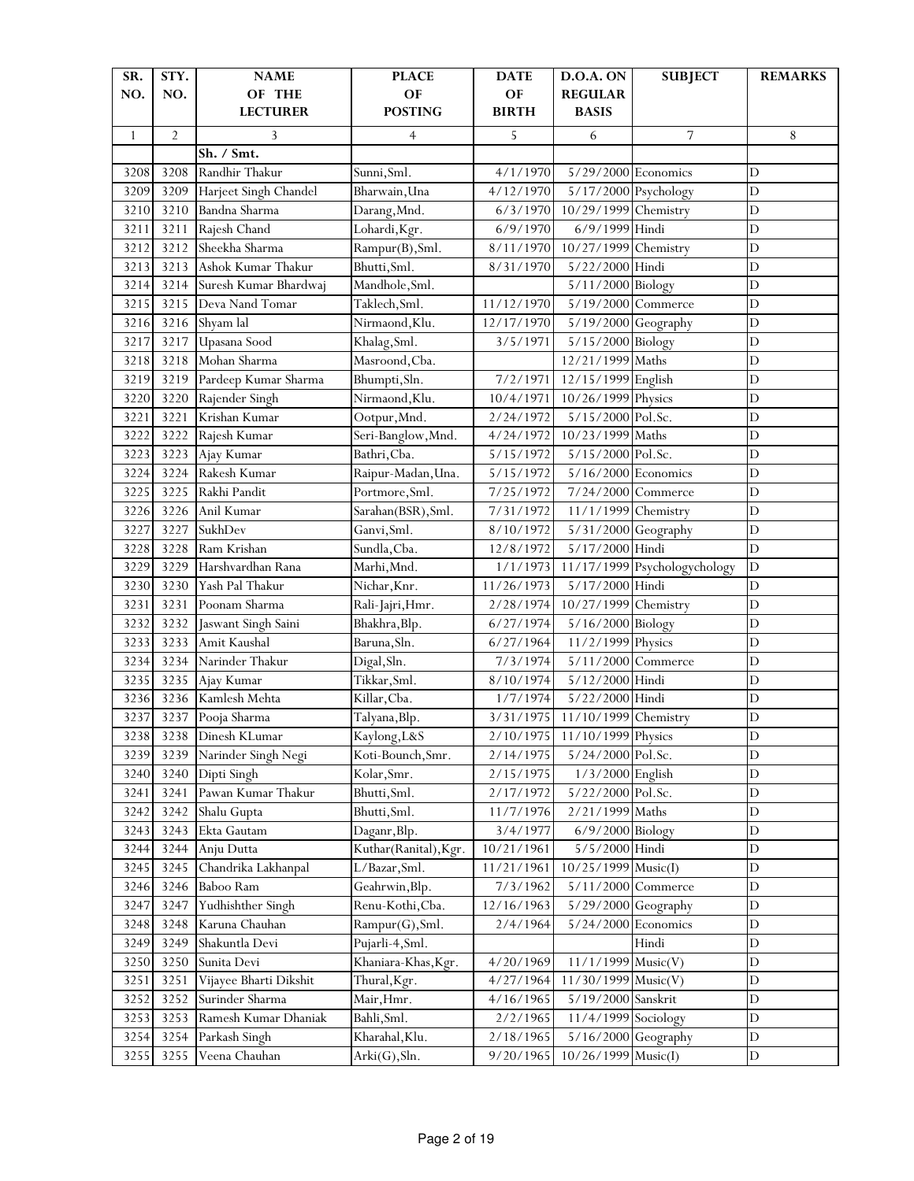| SR. NO. | STY. NO. | NAME OF THE LECTURER | PLACE OF POSTING | DATE OF BIRTH | D.O.A. ON REGULAR BASIS | SUBJECT | REMARKS |
|---|---|---|---|---|---|---|---|
| 1 | 2 | 3 | 4 | 5 | 6 | 7 | 8 |
| | | Sh. / Smt. | | | | | |
| 3208 | 3208 | Randhir Thakur | Sunni,Sml. | 4/1/1970 | 5/29/2000 | Economics | D |
| 3209 | 3209 | Harjeet Singh Chandel | Bharwain,Una | 4/12/1970 | 5/17/2000 | Psychology | D |
| 3210 | 3210 | Bandna Sharma | Darang,Mnd. | 6/3/1970 | 10/29/1999 | Chemistry | D |
| 3211 | 3211 | Rajesh Chand | Lohardi,Kgr. | 6/9/1970 | 6/9/1999 | Hindi | D |
| 3212 | 3212 | Sheekha Sharma | Rampur(B),Sml. | 8/11/1970 | 10/27/1999 | Chemistry | D |
| 3213 | 3213 | Ashok Kumar Thakur | Bhutti,Sml. | 8/31/1970 | 5/22/2000 | Hindi | D |
| 3214 | 3214 | Suresh Kumar Bhardwaj | Mandhole,Sml. | | 5/11/2000 | Biology | D |
| 3215 | 3215 | Deva Nand Tomar | Taklech,Sml. | 11/12/1970 | 5/19/2000 | Commerce | D |
| 3216 | 3216 | Shyam lal | Nirmaond,Klu. | 12/17/1970 | 5/19/2000 | Geography | D |
| 3217 | 3217 | Upasana Sood | Khalag,Sml. | 3/5/1971 | 5/15/2000 | Biology | D |
| 3218 | 3218 | Mohan Sharma | Masroond,Cba. | | 12/21/1999 | Maths | D |
| 3219 | 3219 | Pardeep Kumar Sharma | Bhumpti,Sln. | 7/2/1971 | 12/15/1999 | English | D |
| 3220 | 3220 | Rajender Singh | Nirmaond,Klu. | 10/4/1971 | 10/26/1999 | Physics | D |
| 3221 | 3221 | Krishan Kumar | Ootpur,Mnd. | 2/24/1972 | 5/15/2000 | Pol.Sc. | D |
| 3222 | 3222 | Rajesh Kumar | Seri-Banglow,Mnd. | 4/24/1972 | 10/23/1999 | Maths | D |
| 3223 | 3223 | Ajay Kumar | Bathri,Cba. | 5/15/1972 | 5/15/2000 | Pol.Sc. | D |
| 3224 | 3224 | Rakesh Kumar | Raipur-Madan,Una. | 5/15/1972 | 5/16/2000 | Economics | D |
| 3225 | 3225 | Rakhi Pandit | Portmore,Sml. | 7/25/1972 | 7/24/2000 | Commerce | D |
| 3226 | 3226 | Anil Kumar | Sarahan(BSR),Sml. | 7/31/1972 | 11/1/1999 | Chemistry | D |
| 3227 | 3227 | SukhDev | Ganvi,Sml. | 8/10/1972 | 5/31/2000 | Geography | D |
| 3228 | 3228 | Ram Krishan | Sundla,Cba. | 12/8/1972 | 5/17/2000 | Hindi | D |
| 3229 | 3229 | Harshvardhan Rana | Marhi,Mnd. | 1/1/1973 | 11/17/1999 | Psychologychology | D |
| 3230 | 3230 | Yash Pal Thakur | Nichar,Knr. | 11/26/1973 | 5/17/2000 | Hindi | D |
| 3231 | 3231 | Poonam Sharma | Rali-Jajri,Hmr. | 2/28/1974 | 10/27/1999 | Chemistry | D |
| 3232 | 3232 | Jaswant Singh Saini | Bhakhra,Blp. | 6/27/1974 | 5/16/2000 | Biology | D |
| 3233 | 3233 | Amit Kaushal | Baruna,Sln. | 6/27/1964 | 11/2/1999 | Physics | D |
| 3234 | 3234 | Narinder Thakur | Digal,Sln. | 7/3/1974 | 5/11/2000 | Commerce | D |
| 3235 | 3235 | Ajay Kumar | Tikkar,Sml. | 8/10/1974 | 5/12/2000 | Hindi | D |
| 3236 | 3236 | Kamlesh Mehta | Killar,Cba. | 1/7/1974 | 5/22/2000 | Hindi | D |
| 3237 | 3237 | Pooja Sharma | Talyana,Blp. | 3/31/1975 | 11/10/1999 | Chemistry | D |
| 3238 | 3238 | Dinesh KLumar | Kaylong,L&S | 2/10/1975 | 11/10/1999 | Physics | D |
| 3239 | 3239 | Narinder Singh Negi | Koti-Bounch,Smr. | 2/14/1975 | 5/24/2000 | Pol.Sc. | D |
| 3240 | 3240 | Dipti Singh | Kolar,Smr. | 2/15/1975 | 1/3/2000 | English | D |
| 3241 | 3241 | Pawan Kumar Thakur | Bhutti,Sml. | 2/17/1972 | 5/22/2000 | Pol.Sc. | D |
| 3242 | 3242 | Shalu Gupta | Bhutti,Sml. | 11/7/1976 | 2/21/1999 | Maths | D |
| 3243 | 3243 | Ekta Gautam | Daganr,Blp. | 3/4/1977 | 6/9/2000 | Biology | D |
| 3244 | 3244 | Anju Dutta | Kuthar(Ranital),Kgr. | 10/21/1961 | 5/5/2000 | Hindi | D |
| 3245 | 3245 | Chandrika Lakhanpal | L/Bazar,Sml. | 11/21/1961 | 10/25/1999 | Music(I) | D |
| 3246 | 3246 | Baboo Ram | Geahrwin,Blp. | 7/3/1962 | 5/11/2000 | Commerce | D |
| 3247 | 3247 | Yudhishther Singh | Renu-Kothi,Cba. | 12/16/1963 | 5/29/2000 | Geography | D |
| 3248 | 3248 | Karuna Chauhan | Rampur(G),Sml. | 2/4/1964 | 5/24/2000 | Economics | D |
| 3249 | 3249 | Shakuntla Devi | Pujarli-4,Sml. | | | Hindi | D |
| 3250 | 3250 | Sunita Devi | Khaniara-Khas,Kgr. | 4/20/1969 | 11/1/1999 | Music(V) | D |
| 3251 | 3251 | Vijayee Bharti Dikshit | Thural,Kgr. | 4/27/1964 | 11/30/1999 | Music(V) | D |
| 3252 | 3252 | Surinder Sharma | Mair,Hmr. | 4/16/1965 | 5/19/2000 | Sanskrit | D |
| 3253 | 3253 | Ramesh Kumar Dhaniak | Bahli,Sml. | 2/2/1965 | 11/4/1999 | Sociology | D |
| 3254 | 3254 | Parkash Singh | Kharahal,Klu. | 2/18/1965 | 5/16/2000 | Geography | D |
| 3255 | 3255 | Veena Chauhan | Arki(G),Sln. | 9/20/1965 | 10/26/1999 | Music(I) | D |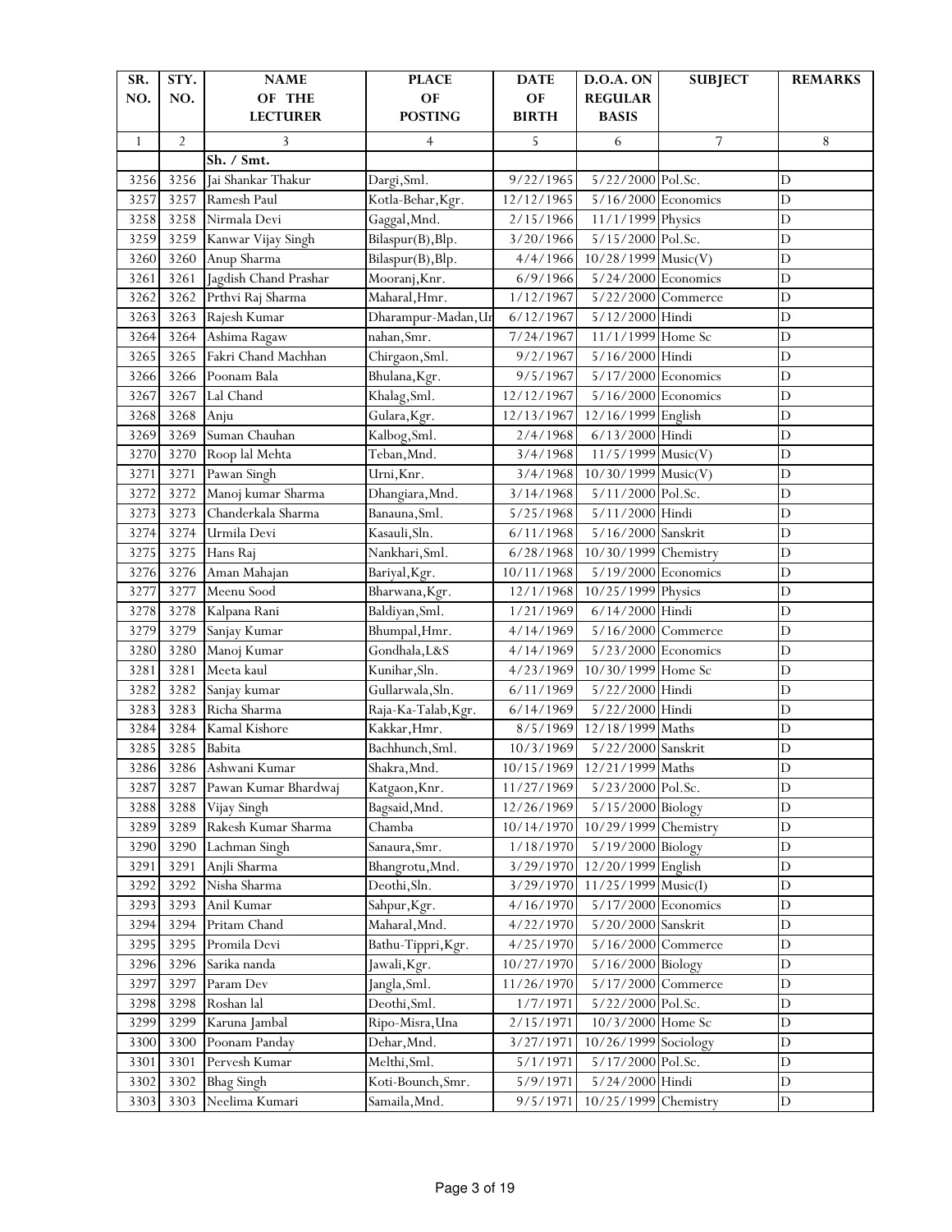| SR. NO. | STY. NO. | NAME OF THE LECTURER | PLACE OF POSTING | DATE OF BIRTH | D.O.A. ON REGULAR BASIS | SUBJECT | REMARKS |
|---|---|---|---|---|---|---|---|
| 1 | 2 | 3 | 4 | 5 | 6 | 7 | 8 |
| | | **Sh. / Smt.** | | | | | |
| 3256 | 3256 | Jai Shankar Thakur | Dargi,Sml. | 9/22/1965 | 5/22/2000 | Pol.Sc. | D |
| 3257 | 3257 | Ramesh Paul | Kotla-Behar,Kgr. | 12/12/1965 | 5/16/2000 | Economics | D |
| 3258 | 3258 | Nirmala Devi | Gaggal,Mnd. | 2/15/1966 | 11/1/1999 | Physics | D |
| 3259 | 3259 | Kanwar Vijay Singh | Bilaspur(B),Blp. | 3/20/1966 | 5/15/2000 | Pol.Sc. | D |
| 3260 | 3260 | Anup Sharma | Bilaspur(B),Blp. | 4/4/1966 | 10/28/1999 | Music(V) | D |
| 3261 | 3261 | Jagdish Chand Prashar | Mooranj,Knr. | 6/9/1966 | 5/24/2000 | Economics | D |
| 3262 | 3262 | Prthvi Raj Sharma | Maharal,Hmr. | 1/12/1967 | 5/22/2000 | Commerce | D |
| 3263 | 3263 | Rajesh Kumar | Dharampur-Madan,Ur | 6/12/1967 | 5/12/2000 | Hindi | D |
| 3264 | 3264 | Ashima Ragaw | nahan,Smr. | 7/24/1967 | 11/1/1999 | Home Sc | D |
| 3265 | 3265 | Fakri Chand Machhan | Chirgaon,Sml. | 9/2/1967 | 5/16/2000 | Hindi | D |
| 3266 | 3266 | Poonam Bala | Bhulana,Kgr. | 9/5/1967 | 5/17/2000 | Economics | D |
| 3267 | 3267 | Lal Chand | Khalag,Sml. | 12/12/1967 | 5/16/2000 | Economics | D |
| 3268 | 3268 | Anju | Gulara,Kgr. | 12/13/1967 | 12/16/1999 | English | D |
| 3269 | 3269 | Suman Chauhan | Kalbog,Sml. | 2/4/1968 | 6/13/2000 | Hindi | D |
| 3270 | 3270 | Roop lal Mehta | Teban,Mnd. | 3/4/1968 | 11/5/1999 | Music(V) | D |
| 3271 | 3271 | Pawan Singh | Urni,Knr. | 3/4/1968 | 10/30/1999 | Music(V) | D |
| 3272 | 3272 | Manoj kumar Sharma | Dhangiara,Mnd. | 3/14/1968 | 5/11/2000 | Pol.Sc. | D |
| 3273 | 3273 | Chanderkala Sharma | Banauna,Sml. | 5/25/1968 | 5/11/2000 | Hindi | D |
| 3274 | 3274 | Urmila Devi | Kasauli,Sln. | 6/11/1968 | 5/16/2000 | Sanskrit | D |
| 3275 | 3275 | Hans Raj | Nankhari,Sml. | 6/28/1968 | 10/30/1999 | Chemistry | D |
| 3276 | 3276 | Aman Mahajan | Bariyal,Kgr. | 10/11/1968 | 5/19/2000 | Economics | D |
| 3277 | 3277 | Meenu Sood | Bharwana,Kgr. | 12/1/1968 | 10/25/1999 | Physics | D |
| 3278 | 3278 | Kalpana Rani | Baldiyan,Sml. | 1/21/1969 | 6/14/2000 | Hindi | D |
| 3279 | 3279 | Sanjay Kumar | Bhumpal,Hmr. | 4/14/1969 | 5/16/2000 | Commerce | D |
| 3280 | 3280 | Manoj Kumar | Gondhala,L&S | 4/14/1969 | 5/23/2000 | Economics | D |
| 3281 | 3281 | Meeta kaul | Kunihar,Sln. | 4/23/1969 | 10/30/1999 | Home Sc | D |
| 3282 | 3282 | Sanjay kumar | Gullarwala,Sln. | 6/11/1969 | 5/22/2000 | Hindi | D |
| 3283 | 3283 | Richa Sharma | Raja-Ka-Talab,Kgr. | 6/14/1969 | 5/22/2000 | Hindi | D |
| 3284 | 3284 | Kamal Kishore | Kakkar,Hmr. | 8/5/1969 | 12/18/1999 | Maths | D |
| 3285 | 3285 | Babita | Bachhunch,Sml. | 10/3/1969 | 5/22/2000 | Sanskrit | D |
| 3286 | 3286 | Ashwani Kumar | Shakra,Mnd. | 10/15/1969 | 12/21/1999 | Maths | D |
| 3287 | 3287 | Pawan Kumar Bhardwaj | Katgaon,Knr. | 11/27/1969 | 5/23/2000 | Pol.Sc. | D |
| 3288 | 3288 | Vijay Singh | Bagsaid,Mnd. | 12/26/1969 | 5/15/2000 | Biology | D |
| 3289 | 3289 | Rakesh Kumar Sharma | Chamba | 10/14/1970 | 10/29/1999 | Chemistry | D |
| 3290 | 3290 | Lachman Singh | Sanaura,Smr. | 1/18/1970 | 5/19/2000 | Biology | D |
| 3291 | 3291 | Anjli Sharma | Bhangrotu,Mnd. | 3/29/1970 | 12/20/1999 | English | D |
| 3292 | 3292 | Nisha Sharma | Deothi,Sln. | 3/29/1970 | 11/25/1999 | Music(I) | D |
| 3293 | 3293 | Anil Kumar | Sahpur,Kgr. | 4/16/1970 | 5/17/2000 | Economics | D |
| 3294 | 3294 | Pritam Chand | Maharal,Mnd. | 4/22/1970 | 5/20/2000 | Sanskrit | D |
| 3295 | 3295 | Promila Devi | Bathu-Tippri,Kgr. | 4/25/1970 | 5/16/2000 | Commerce | D |
| 3296 | 3296 | Sarika nanda | Jawali,Kgr. | 10/27/1970 | 5/16/2000 | Biology | D |
| 3297 | 3297 | Param Dev | Jangla,Sml. | 11/26/1970 | 5/17/2000 | Commerce | D |
| 3298 | 3298 | Roshan lal | Deothi,Sml. | 1/7/1971 | 5/22/2000 | Pol.Sc. | D |
| 3299 | 3299 | Karuna Jambal | Ripo-Misra,Una | 2/15/1971 | 10/3/2000 | Home Sc | D |
| 3300 | 3300 | Poonam Panday | Dehar,Mnd. | 3/27/1971 | 10/26/1999 | Sociology | D |
| 3301 | 3301 | Pervesh Kumar | Melthi,Sml. | 5/1/1971 | 5/17/2000 | Pol.Sc. | D |
| 3302 | 3302 | Bhag Singh | Koti-Bounch,Smr. | 5/9/1971 | 5/24/2000 | Hindi | D |
| 3303 | 3303 | Neelima Kumari | Samaila,Mnd. | 9/5/1971 | 10/25/1999 | Chemistry | D |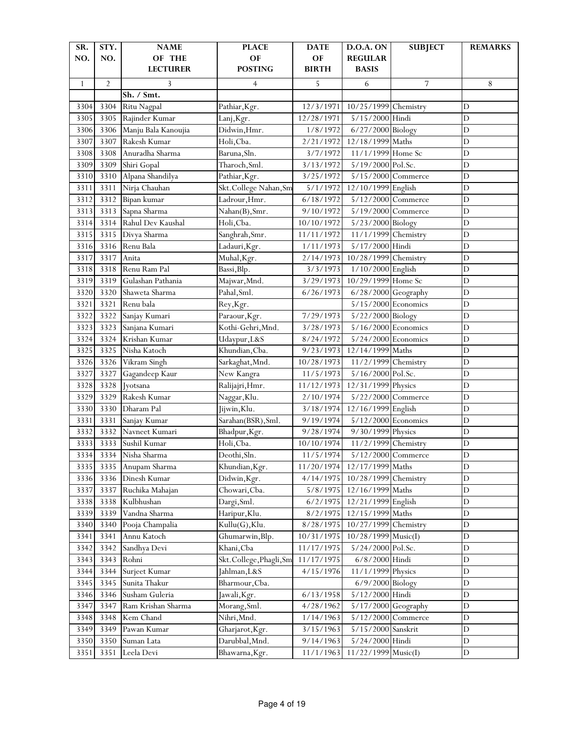| SR. NO. | STY. NO. | NAME OF THE LECTURER | PLACE OF POSTING | DATE OF BIRTH | D.O.A. ON REGULAR BASIS | SUBJECT | REMARKS |
|---|---|---|---|---|---|---|---|
| 1 | 2 | 3 | 4 | 5 | 6 | 7 | 8 |
| | | Sh. / Smt. | | | | | |
| 3304 | 3304 | Ritu Nagpal | Pathiar,Kgr. | 12/3/1971 | 10/25/1999 | Chemistry | D |
| 3305 | 3305 | Rajinder Kumar | Lanj,Kgr. | 12/28/1971 | 5/15/2000 | Hindi | D |
| 3306 | 3306 | Manju Bala Kanoujia | Didwin,Hmr. | 1/8/1972 | 6/27/2000 | Biology | D |
| 3307 | 3307 | Rakesh Kumar | Holi,Cba. | 2/21/1972 | 12/18/1999 | Maths | D |
| 3308 | 3308 | Anuradha Sharma | Baruna,Sln. | 3/7/1972 | 11/1/1999 | Home Sc | D |
| 3309 | 3309 | Shiri Gopal | Tharoch,Sml. | 3/13/1972 | 5/19/2000 | Pol.Sc. | D |
| 3310 | 3310 | Alpana Shandilya | Pathiar,Kgr. | 3/25/1972 | 5/15/2000 | Commerce | D |
| 3311 | 3311 | Nirja Chauhan | Skt.College Nahan,Sm | 5/1/1972 | 12/10/1999 | English | D |
| 3312 | 3312 | Bipan kumar | Ladrour,Hmr. | 6/18/1972 | 5/12/2000 | Commerce | D |
| 3313 | 3313 | Sapna Sharma | Nahan(B),Smr. | 9/10/1972 | 5/19/2000 | Commerce | D |
| 3314 | 3314 | Rahul Dev Kaushal | Holi,Cba. | 10/10/1972 | 5/23/2000 | Biology | D |
| 3315 | 3315 | Divya Sharma | Sanghrah,Smr. | 11/11/1972 | 11/1/1999 | Chemistry | D |
| 3316 | 3316 | Renu Bala | Ladauri,Kgr. | 1/11/1973 | 5/17/2000 | Hindi | D |
| 3317 | 3317 | Anita | Muhal,Kgr. | 2/14/1973 | 10/28/1999 | Chemistry | D |
| 3318 | 3318 | Renu Ram Pal | Bassi,Blp. | 3/3/1973 | 1/10/2000 | English | D |
| 3319 | 3319 | Gulashan Pathania | Majwar,Mnd. | 3/29/1973 | 10/29/1999 | Home Sc | D |
| 3320 | 3320 | Shaweta Sharma | Pahal,Sml. | 6/26/1973 | 6/28/2000 | Geography | D |
| 3321 | 3321 | Renu bala | Rey,Kgr. | | 5/15/2000 | Economics | D |
| 3322 | 3322 | Sanjay Kumari | Paraour,Kgr. | 7/29/1973 | 5/22/2000 | Biology | D |
| 3323 | 3323 | Sanjana Kumari | Kothi-Gehri,Mnd. | 3/28/1973 | 5/16/2000 | Economics | D |
| 3324 | 3324 | Krishan Kumar | Udaypur,L&S | 8/24/1972 | 5/24/2000 | Economics | D |
| 3325 | 3325 | Nisha Katoch | Khundian,Cba. | 9/23/1973 | 12/14/1999 | Maths | D |
| 3326 | 3326 | Vikram Singh | Sarkaghat,Mnd. | 10/28/1973 | 11/2/1999 | Chemistry | D |
| 3327 | 3327 | Gagandeep Kaur | New Kangra | 11/5/1973 | 5/16/2000 | Pol.Sc. | D |
| 3328 | 3328 | Jyotsana | Ralijajri,Hmr. | 11/12/1973 | 12/31/1999 | Physics | D |
| 3329 | 3329 | Rakesh Kumar | Naggar,Klu. | 2/10/1974 | 5/22/2000 | Commerce | D |
| 3330 | 3330 | Dharam Pal | Jijwin,Klu. | 3/18/1974 | 12/16/1999 | English | D |
| 3331 | 3331 | Sanjay Kumar | Sarahan(BSR),Sml. | 9/19/1974 | 5/12/2000 | Economics | D |
| 3332 | 3332 | Navneet Kumari | Bhadpur,Kgr. | 9/28/1974 | 9/30/1999 | Physics | D |
| 3333 | 3333 | Sushil Kumar | Holi,Cba. | 10/10/1974 | 11/2/1999 | Chemistry | D |
| 3334 | 3334 | Nisha Sharma | Deothi,Sln. | 11/5/1974 | 5/12/2000 | Commerce | D |
| 3335 | 3335 | Anupam Sharma | Khundian,Kgr. | 11/20/1974 | 12/17/1999 | Maths | D |
| 3336 | 3336 | Dinesh Kumar | Didwin,Kgr. | 4/14/1975 | 10/28/1999 | Chemistry | D |
| 3337 | 3337 | Ruchika Mahajan | Chowari,Cba. | 5/8/1975 | 12/16/1999 | Maths | D |
| 3338 | 3338 | Kulbhushan | Dargi,Sml. | 6/2/1975 | 12/21/1999 | English | D |
| 3339 | 3339 | Vandna Sharma | Haripur,Klu. | 8/2/1975 | 12/15/1999 | Maths | D |
| 3340 | 3340 | Pooja Champalia | Kullu(G),Klu. | 8/28/1975 | 10/27/1999 | Chemistry | D |
| 3341 | 3341 | Annu Katoch | Ghumarwin,Blp. | 10/31/1975 | 10/28/1999 | Music(I) | D |
| 3342 | 3342 | Sandhya Devi | Khani,Cba | 11/17/1975 | 5/24/2000 | Pol.Sc. | D |
| 3343 | 3343 | Rohni | Skt.College,Phagli,Sm | 11/17/1975 | 6/8/2000 | Hindi | D |
| 3344 | 3344 | Surjeet Kumar | Jahlman,L&S | 4/15/1976 | 11/1/1999 | Physics | D |
| 3345 | 3345 | Sunita Thakur | Bharmour,Cba. | | 6/9/2000 | Biology | D |
| 3346 | 3346 | Susham Guleria | Jawali,Kgr. | 6/13/1958 | 5/12/2000 | Hindi | D |
| 3347 | 3347 | Ram Krishan Sharma | Morang,Sml. | 4/28/1962 | 5/17/2000 | Geography | D |
| 3348 | 3348 | Kem Chand | Nihri,Mnd. | 1/14/1963 | 5/12/2000 | Commerce | D |
| 3349 | 3349 | Pawan Kumar | Gharjarot,Kgr. | 3/15/1963 | 5/15/2000 | Sanskrit | D |
| 3350 | 3350 | Suman Lata | Darubbal,Mnd. | 9/14/1963 | 5/24/2000 | Hindi | D |
| 3351 | 3351 | Leela Devi | Bhawarna,Kgr. | 11/1/1963 | 11/22/1999 | Music(I) | D |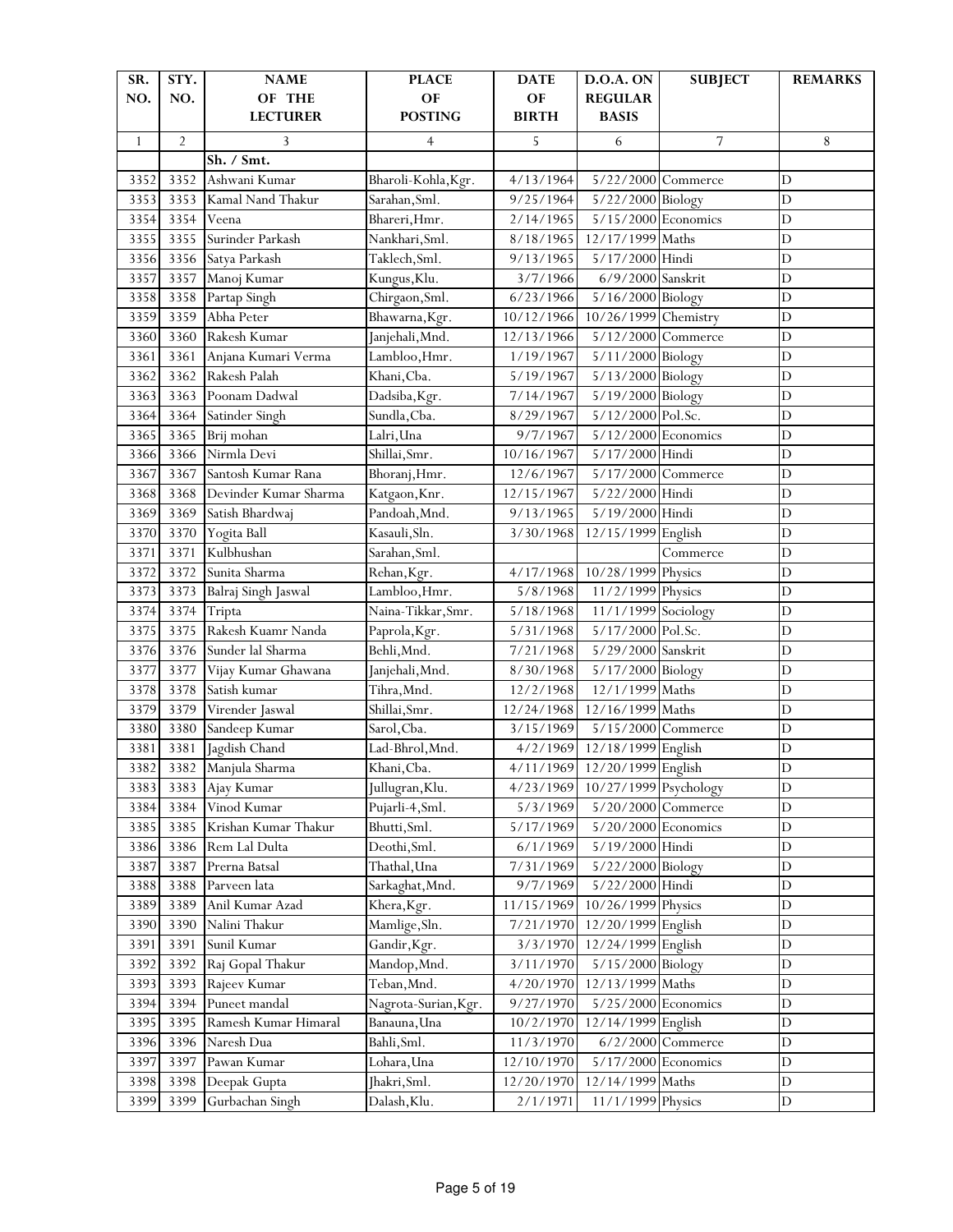| SR. NO. | STY. NO. | NAME OF THE LECTURER | PLACE OF POSTING | DATE OF BIRTH | D.O.A. ON REGULAR BASIS | SUBJECT | REMARKS |
|---|---|---|---|---|---|---|---|
| 1 | 2 | 3 | 4 | 5 | 6 | 7 | 8 |
| | | Sh. / Smt. | | | | | |
| 3352 | 3352 | Ashwani Kumar | Bharoli-Kohla,Kgr. | 4/13/1964 | 5/22/2000 | Commerce | D |
| 3353 | 3353 | Kamal Nand Thakur | Sarahan,Sml. | 9/25/1964 | 5/22/2000 | Biology | D |
| 3354 | 3354 | Veena | Bhareri,Hmr. | 2/14/1965 | 5/15/2000 | Economics | D |
| 3355 | 3355 | Surinder Parkash | Nankhari,Sml. | 8/18/1965 | 12/17/1999 | Maths | D |
| 3356 | 3356 | Satya Parkash | Taklech,Sml. | 9/13/1965 | 5/17/2000 | Hindi | D |
| 3357 | 3357 | Manoj Kumar | Kungus,Klu. | 3/7/1966 | 6/9/2000 | Sanskrit | D |
| 3358 | 3358 | Partap Singh | Chirgaon,Sml. | 6/23/1966 | 5/16/2000 | Biology | D |
| 3359 | 3359 | Abha Peter | Bhawarna,Kgr. | 10/12/1966 | 10/26/1999 | Chemistry | D |
| 3360 | 3360 | Rakesh Kumar | Janjehali,Mnd. | 12/13/1966 | 5/12/2000 | Commerce | D |
| 3361 | 3361 | Anjana Kumari Verma | Lambloo,Hmr. | 1/19/1967 | 5/11/2000 | Biology | D |
| 3362 | 3362 | Rakesh Palah | Khani,Cba. | 5/19/1967 | 5/13/2000 | Biology | D |
| 3363 | 3363 | Poonam Dadwal | Dadsiba,Kgr. | 7/14/1967 | 5/19/2000 | Biology | D |
| 3364 | 3364 | Satinder Singh | Sundla,Cba. | 8/29/1967 | 5/12/2000 | Pol.Sc. | D |
| 3365 | 3365 | Brij mohan | Lalri,Una | 9/7/1967 | 5/12/2000 | Economics | D |
| 3366 | 3366 | Nirmla Devi | Shillai,Smr. | 10/16/1967 | 5/17/2000 | Hindi | D |
| 3367 | 3367 | Santosh Kumar Rana | Bhoranj,Hmr. | 12/6/1967 | 5/17/2000 | Commerce | D |
| 3368 | 3368 | Devinder Kumar Sharma | Katgaon,Knr. | 12/15/1967 | 5/22/2000 | Hindi | D |
| 3369 | 3369 | Satish Bhardwaj | Pandoah,Mnd. | 9/13/1965 | 5/19/2000 | Hindi | D |
| 3370 | 3370 | Yogita Ball | Kasauli,Sln. | 3/30/1968 | 12/15/1999 | English | D |
| 3371 | 3371 | Kulbhushan | Sarahan,Sml. | | | Commerce | D |
| 3372 | 3372 | Sunita Sharma | Rehan,Kgr. | 4/17/1968 | 10/28/1999 | Physics | D |
| 3373 | 3373 | Balraj Singh Jaswal | Lambloo,Hmr. | 5/8/1968 | 11/2/1999 | Physics | D |
| 3374 | 3374 | Tripta | Naina-Tikkar,Smr. | 5/18/1968 | 11/1/1999 | Sociology | D |
| 3375 | 3375 | Rakesh Kuamr Nanda | Paprola,Kgr. | 5/31/1968 | 5/17/2000 | Pol.Sc. | D |
| 3376 | 3376 | Sunder lal Sharma | Behli,Mnd. | 7/21/1968 | 5/29/2000 | Sanskrit | D |
| 3377 | 3377 | Vijay Kumar Ghawana | Janjehali,Mnd. | 8/30/1968 | 5/17/2000 | Biology | D |
| 3378 | 3378 | Satish kumar | Tihra,Mnd. | 12/2/1968 | 12/1/1999 | Maths | D |
| 3379 | 3379 | Virender Jaswal | Shillai,Smr. | 12/24/1968 | 12/16/1999 | Maths | D |
| 3380 | 3380 | Sandeep Kumar | Sarol,Cba. | 3/15/1969 | 5/15/2000 | Commerce | D |
| 3381 | 3381 | Jagdish Chand | Lad-Bhrol,Mnd. | 4/2/1969 | 12/18/1999 | English | D |
| 3382 | 3382 | Manjula Sharma | Khani,Cba. | 4/11/1969 | 12/20/1999 | English | D |
| 3383 | 3383 | Ajay Kumar | Jullugran,Klu. | 4/23/1969 | 10/27/1999 | Psychology | D |
| 3384 | 3384 | Vinod Kumar | Pujarli-4,Sml. | 5/3/1969 | 5/20/2000 | Commerce | D |
| 3385 | 3385 | Krishan Kumar Thakur | Bhutti,Sml. | 5/17/1969 | 5/20/2000 | Economics | D |
| 3386 | 3386 | Rem Lal Dulta | Deothi,Sml. | 6/1/1969 | 5/19/2000 | Hindi | D |
| 3387 | 3387 | Prerna Batsal | Thathal,Una | 7/31/1969 | 5/22/2000 | Biology | D |
| 3388 | 3388 | Parveen lata | Sarkaghat,Mnd. | 9/7/1969 | 5/22/2000 | Hindi | D |
| 3389 | 3389 | Anil Kumar Azad | Khera,Kgr. | 11/15/1969 | 10/26/1999 | Physics | D |
| 3390 | 3390 | Nalini Thakur | Mamlige,Sln. | 7/21/1970 | 12/20/1999 | English | D |
| 3391 | 3391 | Sunil Kumar | Gandir,Kgr. | 3/3/1970 | 12/24/1999 | English | D |
| 3392 | 3392 | Raj Gopal Thakur | Mandop,Mnd. | 3/11/1970 | 5/15/2000 | Biology | D |
| 3393 | 3393 | Rajeev Kumar | Teban,Mnd. | 4/20/1970 | 12/13/1999 | Maths | D |
| 3394 | 3394 | Puneet mandal | Nagrota-Surian,Kgr. | 9/27/1970 | 5/25/2000 | Economics | D |
| 3395 | 3395 | Ramesh Kumar Himaral | Banauna,Una | 10/2/1970 | 12/14/1999 | English | D |
| 3396 | 3396 | Naresh Dua | Bahli,Sml. | 11/3/1970 | 6/2/2000 | Commerce | D |
| 3397 | 3397 | Pawan Kumar | Lohara,Una | 12/10/1970 | 5/17/2000 | Economics | D |
| 3398 | 3398 | Deepak Gupta | Jhakri,Sml. | 12/20/1970 | 12/14/1999 | Maths | D |
| 3399 | 3399 | Gurbachan Singh | Dalash,Klu. | 2/1/1971 | 11/1/1999 | Physics | D |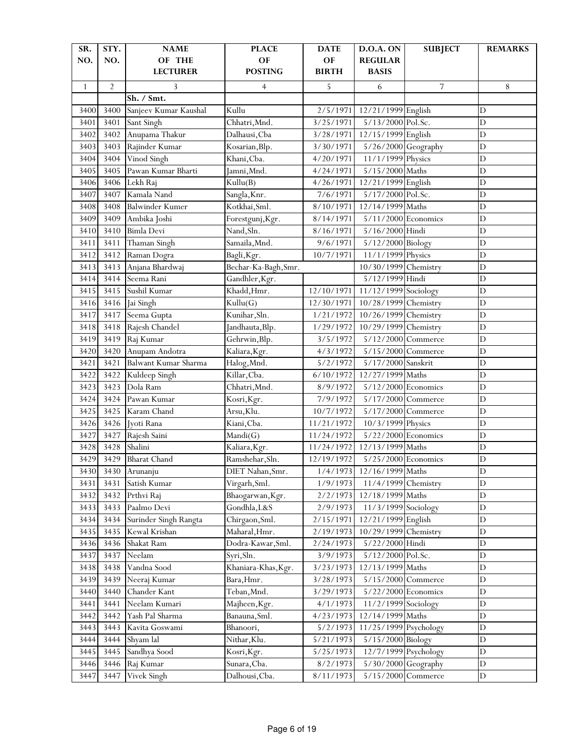| SR. NO. | STY. NO. | NAME OF THE LECTURER | PLACE OF POSTING | DATE OF BIRTH | D.O.A. ON REGULAR BASIS | SUBJECT | REMARKS |
|---|---|---|---|---|---|---|---|
| 1 | 2 | 3 | 4 | 5 | 6 | 7 | 8 |
| | | Sh. / Smt. | | | | | |
| 3400 | 3400 | Sanjeev Kumar Kaushal | Kullu | 2/5/1971 | 12/21/1999 | English | D |
| 3401 | 3401 | Sant Singh | Chhatri,Mnd. | 3/25/1971 | 5/13/2000 | Pol.Sc. | D |
| 3402 | 3402 | Anupama Thakur | Dalhausi,Cba | 3/28/1971 | 12/15/1999 | English | D |
| 3403 | 3403 | Rajinder Kumar | Kosarian,Blp. | 3/30/1971 | 5/26/2000 | Geography | D |
| 3404 | 3404 | Vinod Singh | Khani,Cba. | 4/20/1971 | 11/1/1999 | Physics | D |
| 3405 | 3405 | Pawan Kumar Bharti | Jamni,Mnd. | 4/24/1971 | 5/15/2000 | Maths | D |
| 3406 | 3406 | Lekh Raj | Kullu(B) | 4/26/1971 | 12/21/1999 | English | D |
| 3407 | 3407 | Kamala Nand | Sangla,Knr. | 7/6/1971 | 5/17/2000 | Pol.Sc. | D |
| 3408 | 3408 | Balwinder Kumer | Kotkhai,Sml. | 8/10/1971 | 12/14/1999 | Maths | D |
| 3409 | 3409 | Ambika Joshi | Forestgunj,Kgr. | 8/14/1971 | 5/11/2000 | Economics | D |
| 3410 | 3410 | Bimla Devi | Nand,Sln. | 8/16/1971 | 5/16/2000 | Hindi | D |
| 3411 | 3411 | Thaman Singh | Samaila,Mnd. | 9/6/1971 | 5/12/2000 | Biology | D |
| 3412 | 3412 | Raman Dogra | Bagli,Kgr. | 10/7/1971 | 11/1/1999 | Physics | D |
| 3413 | 3413 | Anjana Bhardwaj | Bechar-Ka-Bagh,Smr. | | 10/30/1999 | Chemistry | D |
| 3414 | 3414 | Seema Rani | Gandhler,Kgr. | | 5/12/1999 | Hindi | D |
| 3415 | 3415 | Sushil Kumar | Khadd,Hmr. | 12/10/1971 | 11/12/1999 | Sociology | D |
| 3416 | 3416 | Jai Singh | Kullu(G) | 12/30/1971 | 10/28/1999 | Chemistry | D |
| 3417 | 3417 | Seema Gupta | Kunihar,Sln. | 1/21/1972 | 10/26/1999 | Chemistry | D |
| 3418 | 3418 | Rajesh Chandel | Jandhauta,Blp. | 1/29/1972 | 10/29/1999 | Chemistry | D |
| 3419 | 3419 | Raj Kumar | Gehrwin,Blp. | 3/5/1972 | 5/12/2000 | Commerce | D |
| 3420 | 3420 | Anupam Andotra | Kaliara,Kgr. | 4/3/1972 | 5/15/2000 | Commerce | D |
| 3421 | 3421 | Balwant Kumar Sharma | Halog,Mnd. | 5/2/1972 | 5/17/2000 | Sanskrit | D |
| 3422 | 3422 | Kuldeep Singh | Killar,Cba. | 6/10/1972 | 12/27/1999 | Maths | D |
| 3423 | 3423 | Dola Ram | Chhatri,Mnd. | 8/9/1972 | 5/12/2000 | Economics | D |
| 3424 | 3424 | Pawan Kumar | Kosri,Kgr. | 7/9/1972 | 5/17/2000 | Commerce | D |
| 3425 | 3425 | Karam Chand | Arsu,Klu. | 10/7/1972 | 5/17/2000 | Commerce | D |
| 3426 | 3426 | Jyoti Rana | Kiani,Cba. | 11/21/1972 | 10/3/1999 | Physics | D |
| 3427 | 3427 | Rajesh Saini | Mandi(G) | 11/24/1972 | 5/22/2000 | Economics | D |
| 3428 | 3428 | Shalini | Kaliara,Kgr. | 11/24/1972 | 12/13/1999 | Maths | D |
| 3429 | 3429 | Bharat Chand | Ramshehar,Sln. | 12/19/1972 | 5/25/2000 | Economics | D |
| 3430 | 3430 | Arunanju | DIET Nahan,Smr. | 1/4/1973 | 12/16/1999 | Maths | D |
| 3431 | 3431 | Satish Kumar | Virgarh,Sml. | 1/9/1973 | 11/4/1999 | Chemistry | D |
| 3432 | 3432 | Prthvi Raj | Bhaogarwan,Kgr. | 2/2/1973 | 12/18/1999 | Maths | D |
| 3433 | 3433 | Paalmo Devi | Gondhla,L&S | 2/9/1973 | 11/3/1999 | Sociology | D |
| 3434 | 3434 | Surinder Singh Rangta | Chirgaon,Sml. | 2/15/1971 | 12/21/1999 | English | D |
| 3435 | 3435 | Kewal Krishan | Maharal,Hmr. | 2/19/1973 | 10/29/1999 | Chemistry | D |
| 3436 | 3436 | Shakat Ram | Dodra-Kawar,Sml. | 2/24/1973 | 5/22/2000 | Hindi | D |
| 3437 | 3437 | Neelam | Syri,Sln. | 3/9/1973 | 5/12/2000 | Pol.Sc. | D |
| 3438 | 3438 | Vandna Sood | Khaniara-Khas,Kgr. | 3/23/1973 | 12/13/1999 | Maths | D |
| 3439 | 3439 | Neeraj Kumar | Bara,Hmr. | 3/28/1973 | 5/15/2000 | Commerce | D |
| 3440 | 3440 | Chander Kant | Teban,Mnd. | 3/29/1973 | 5/22/2000 | Economics | D |
| 3441 | 3441 | Neelam Kumari | Majheen,Kgr. | 4/1/1973 | 11/2/1999 | Sociology | D |
| 3442 | 3442 | Yash Pal Sharma | Banauna,Sml. | 4/23/1973 | 12/14/1999 | Maths | D |
| 3443 | 3443 | Kavita Goswami | Bhanoori, | 5/2/1973 | 11/25/1999 | Psychology | D |
| 3444 | 3444 | Shyam lal | Nithar,Klu. | 5/21/1973 | 5/15/2000 | Biology | D |
| 3445 | 3445 | Sandhya Sood | Kosri,Kgr. | 5/25/1973 | 12/7/1999 | Psychology | D |
| 3446 | 3446 | Raj Kumar | Sunara,Cba. | 8/2/1973 | 5/30/2000 | Geography | D |
| 3447 | 3447 | Vivek Singh | Dalhousi,Cba. | 8/11/1973 | 5/15/2000 | Commerce | D |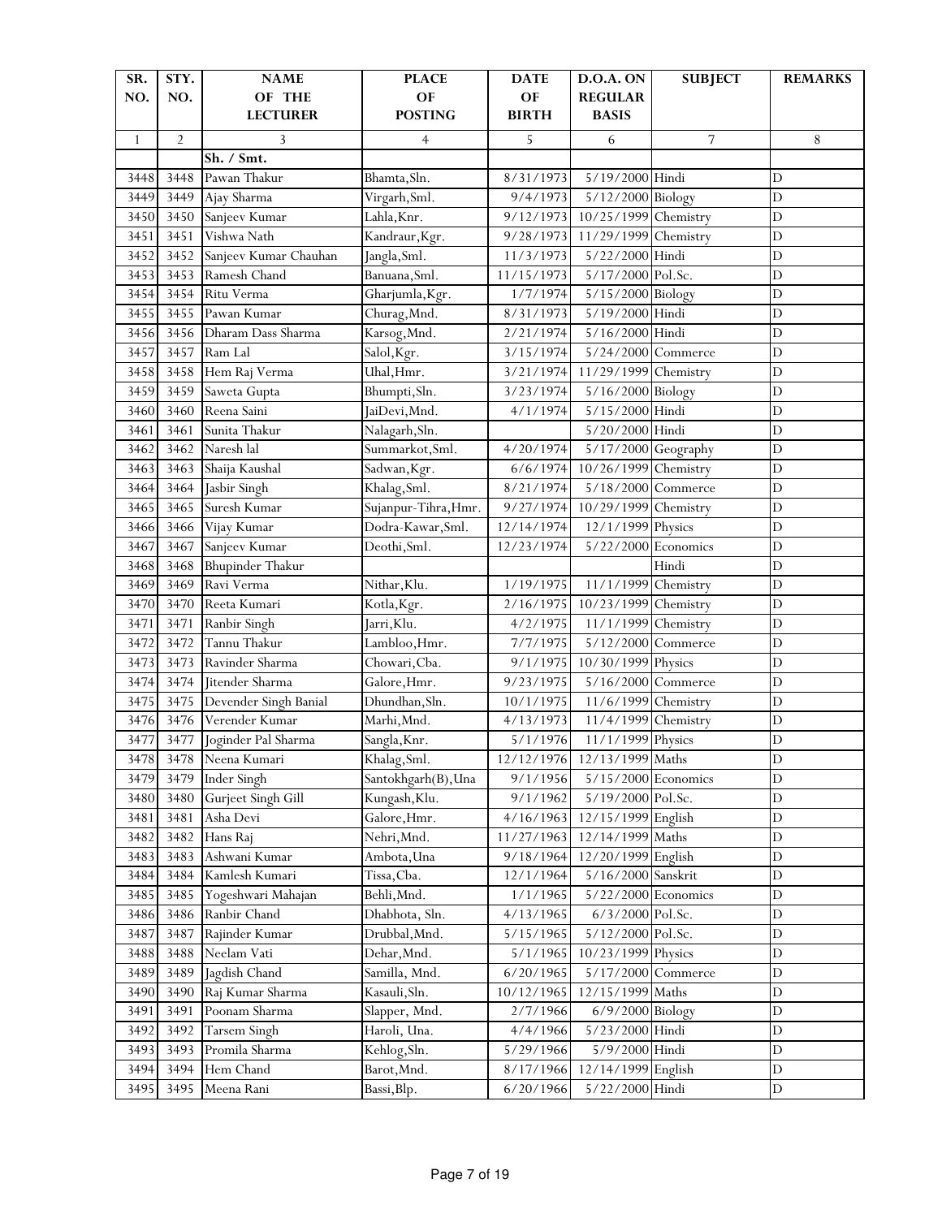| SR. NO. | STY. NO. | NAME OF THE LECTURER | PLACE OF POSTING | DATE OF BIRTH | D.O.A. ON REGULAR BASIS | SUBJECT | REMARKS |
|---|---|---|---|---|---|---|---|
| 1 | 2 | 3 | 4 | 5 | 6 | 7 | 8 |
| | | Sh. / Smt. | | | | | |
| 3448 | 3448 | Pawan Thakur | Bhamta,Sln. | 8/31/1973 | 5/19/2000 | Hindi | D |
| 3449 | 3449 | Ajay Sharma | Virgarh,Sml. | 9/4/1973 | 5/12/2000 | Biology | D |
| 3450 | 3450 | Sanjeev Kumar | Lahla,Knr. | 9/12/1973 | 10/25/1999 | Chemistry | D |
| 3451 | 3451 | Vishwa Nath | Kandraur,Kgr. | 9/28/1973 | 11/29/1999 | Chemistry | D |
| 3452 | 3452 | Sanjeev Kumar Chauhan | Jangla,Sml. | 11/3/1973 | 5/22/2000 | Hindi | D |
| 3453 | 3453 | Ramesh Chand | Banuana,Sml. | 11/15/1973 | 5/17/2000 | Pol.Sc. | D |
| 3454 | 3454 | Ritu Verma | Gharjumla,Kgr. | 1/7/1974 | 5/15/2000 | Biology | D |
| 3455 | 3455 | Pawan Kumar | Churag,Mnd. | 8/31/1973 | 5/19/2000 | Hindi | D |
| 3456 | 3456 | Dharam Dass Sharma | Karsog,Mnd. | 2/21/1974 | 5/16/2000 | Hindi | D |
| 3457 | 3457 | Ram Lal | Salol,Kgr. | 3/15/1974 | 5/24/2000 | Commerce | D |
| 3458 | 3458 | Hem Raj Verma | Uhal,Hmr. | 3/21/1974 | 11/29/1999 | Chemistry | D |
| 3459 | 3459 | Saweta Gupta | Bhumpti,Sln. | 3/23/1974 | 5/16/2000 | Biology | D |
| 3460 | 3460 | Reena Saini | JaiDevi,Mnd. | 4/1/1974 | 5/15/2000 | Hindi | D |
| 3461 | 3461 | Sunita Thakur | Nalagarh,Sln. | | 5/20/2000 | Hindi | D |
| 3462 | 3462 | Naresh lal | Summarkot,Sml. | 4/20/1974 | 5/17/2000 | Geography | D |
| 3463 | 3463 | Shaija Kaushal | Sadwan,Kgr. | 6/6/1974 | 10/26/1999 | Chemistry | D |
| 3464 | 3464 | Jasbir Singh | Khalag,Sml. | 8/21/1974 | 5/18/2000 | Commerce | D |
| 3465 | 3465 | Suresh Kumar | Sujanpur-Tihra,Hmr. | 9/27/1974 | 10/29/1999 | Chemistry | D |
| 3466 | 3466 | Vijay Kumar | Dodra-Kawar,Sml. | 12/14/1974 | 12/1/1999 | Physics | D |
| 3467 | 3467 | Sanjeev Kumar | Deothi,Sml. | 12/23/1974 | 5/22/2000 | Economics | D |
| 3468 | 3468 | Bhupinder Thakur | | | | Hindi | D |
| 3469 | 3469 | Ravi Verma | Nithar,Klu. | 1/19/1975 | 11/1/1999 | Chemistry | D |
| 3470 | 3470 | Reeta Kumari | Kotla,Kgr. | 2/16/1975 | 10/23/1999 | Chemistry | D |
| 3471 | 3471 | Ranbir Singh | Jarri,Klu. | 4/2/1975 | 11/1/1999 | Chemistry | D |
| 3472 | 3472 | Tannu Thakur | Lambloo,Hmr. | 7/7/1975 | 5/12/2000 | Commerce | D |
| 3473 | 3473 | Ravinder Sharma | Chowari,Cba. | 9/1/1975 | 10/30/1999 | Physics | D |
| 3474 | 3474 | Jitender Sharma | Galore,Hmr. | 9/23/1975 | 5/16/2000 | Commerce | D |
| 3475 | 3475 | Devender Singh Banial | Dhundhan,Sln. | 10/1/1975 | 11/6/1999 | Chemistry | D |
| 3476 | 3476 | Verender Kumar | Marhi,Mnd. | 4/13/1973 | 11/4/1999 | Chemistry | D |
| 3477 | 3477 | Joginder Pal Sharma | Sangla,Knr. | 5/1/1976 | 11/1/1999 | Physics | D |
| 3478 | 3478 | Neena Kumari | Khalag,Sml. | 12/12/1976 | 12/13/1999 | Maths | D |
| 3479 | 3479 | Inder Singh | Santokhgarh(B),Una | 9/1/1956 | 5/15/2000 | Economics | D |
| 3480 | 3480 | Gurjeet Singh Gill | Kungash,Klu. | 9/1/1962 | 5/19/2000 | Pol.Sc. | D |
| 3481 | 3481 | Asha Devi | Galore,Hmr. | 4/16/1963 | 12/15/1999 | English | D |
| 3482 | 3482 | Hans Raj | Nehri,Mnd. | 11/27/1963 | 12/14/1999 | Maths | D |
| 3483 | 3483 | Ashwani Kumar | Ambota,Una | 9/18/1964 | 12/20/1999 | English | D |
| 3484 | 3484 | Kamlesh Kumari | Tissa,Cba. | 12/1/1964 | 5/16/2000 | Sanskrit | D |
| 3485 | 3485 | Yogeshwari Mahajan | Behli,Mnd. | 1/1/1965 | 5/22/2000 | Economics | D |
| 3486 | 3486 | Ranbir Chand | Dhabhota, Sln. | 4/13/1965 | 6/3/2000 | Pol.Sc. | D |
| 3487 | 3487 | Rajinder Kumar | Drubbal,Mnd. | 5/15/1965 | 5/12/2000 | Pol.Sc. | D |
| 3488 | 3488 | Neelam Vati | Dehar,Mnd. | 5/1/1965 | 10/23/1999 | Physics | D |
| 3489 | 3489 | Jagdish Chand | Samilla, Mnd. | 6/20/1965 | 5/17/2000 | Commerce | D |
| 3490 | 3490 | Raj Kumar Sharma | Kasauli,Sln. | 10/12/1965 | 12/15/1999 | Maths | D |
| 3491 | 3491 | Poonam Sharma | Slapper, Mnd. | 2/7/1966 | 6/9/2000 | Biology | D |
| 3492 | 3492 | Tarsem Singh | Haroli, Una. | 4/4/1966 | 5/23/2000 | Hindi | D |
| 3493 | 3493 | Promila Sharma | Kehlog,Sln. | 5/29/1966 | 5/9/2000 | Hindi | D |
| 3494 | 3494 | Hem Chand | Barot,Mnd. | 8/17/1966 | 12/14/1999 | English | D |
| 3495 | 3495 | Meena Rani | Bassi,Blp. | 6/20/1966 | 5/22/2000 | Hindi | D |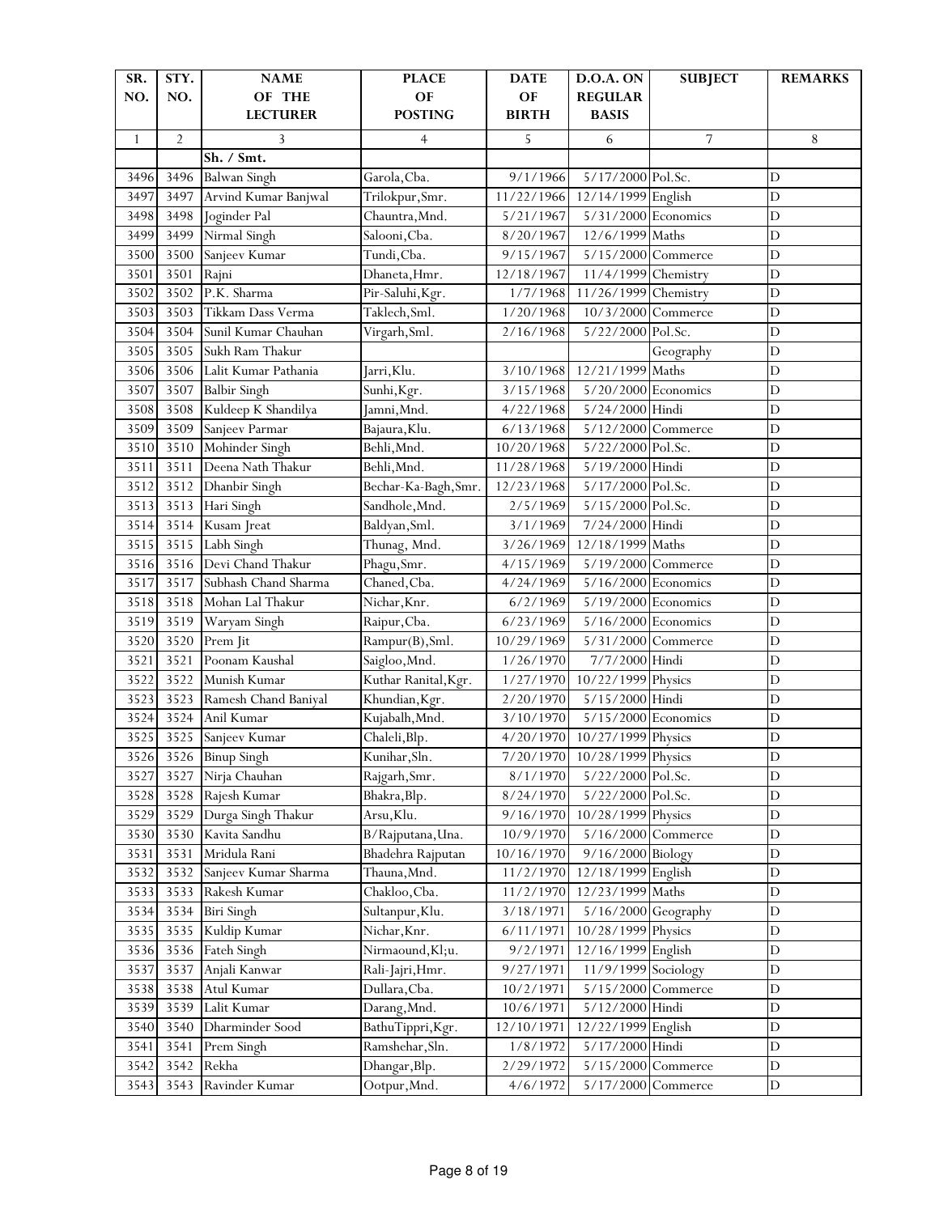| SR. NO. | STY. NO. | NAME OF THE LECTURER | PLACE OF POSTING | DATE OF BIRTH | D.O.A. ON REGULAR BASIS | SUBJECT | REMARKS |
|---|---|---|---|---|---|---|---|
| 1 | 2 | 3 | 4 | 5 | 6 | 7 | 8 |
| | | Sh. / Smt. | | | | | |
| 3496 | 3496 | Balwan Singh | Garola,Cba. | 9/1/1966 | 5/17/2000 | Pol.Sc. | D |
| 3497 | 3497 | Arvind Kumar Banjwal | Trilokpur,Smr. | 11/22/1966 | 12/14/1999 | English | D |
| 3498 | 3498 | Joginder Pal | Chauntra,Mnd. | 5/21/1967 | 5/31/2000 | Economics | D |
| 3499 | 3499 | Nirmal Singh | Salooni,Cba. | 8/20/1967 | 12/6/1999 | Maths | D |
| 3500 | 3500 | Sanjeev Kumar | Tundi,Cba. | 9/15/1967 | 5/15/2000 | Commerce | D |
| 3501 | 3501 | Rajni | Dhaneta,Hmr. | 12/18/1967 | 11/4/1999 | Chemistry | D |
| 3502 | 3502 | P.K. Sharma | Pir-Saluhi,Kgr. | 1/7/1968 | 11/26/1999 | Chemistry | D |
| 3503 | 3503 | Tikkam Dass Verma | Taklech,Sml. | 1/20/1968 | 10/3/2000 | Commerce | D |
| 3504 | 3504 | Sunil Kumar Chauhan | Virgarh,Sml. | 2/16/1968 | 5/22/2000 | Pol.Sc. | D |
| 3505 | 3505 | Sukh Ram Thakur | | | | Geography | D |
| 3506 | 3506 | Lalit Kumar Pathania | Jarri,Klu. | 3/10/1968 | 12/21/1999 | Maths | D |
| 3507 | 3507 | Balbir Singh | Sunhi,Kgr. | 3/15/1968 | 5/20/2000 | Economics | D |
| 3508 | 3508 | Kuldeep K Shandilya | Jamni,Mnd. | 4/22/1968 | 5/24/2000 | Hindi | D |
| 3509 | 3509 | Sanjeev Parmar | Bajaura,Klu. | 6/13/1968 | 5/12/2000 | Commerce | D |
| 3510 | 3510 | Mohinder Singh | Behli,Mnd. | 10/20/1968 | 5/22/2000 | Pol.Sc. | D |
| 3511 | 3511 | Deena Nath Thakur | Behli,Mnd. | 11/28/1968 | 5/19/2000 | Hindi | D |
| 3512 | 3512 | Dhanbir Singh | Bechar-Ka-Bagh,Smr. | 12/23/1968 | 5/17/2000 | Pol.Sc. | D |
| 3513 | 3513 | Hari Singh | Sandhole,Mnd. | 2/5/1969 | 5/15/2000 | Pol.Sc. | D |
| 3514 | 3514 | Kusam Jreat | Baldyan,Sml. | 3/1/1969 | 7/24/2000 | Hindi | D |
| 3515 | 3515 | Labh Singh | Thunag, Mnd. | 3/26/1969 | 12/18/1999 | Maths | D |
| 3516 | 3516 | Devi Chand Thakur | Phagu,Smr. | 4/15/1969 | 5/19/2000 | Commerce | D |
| 3517 | 3517 | Subhash Chand Sharma | Chaned,Cba. | 4/24/1969 | 5/16/2000 | Economics | D |
| 3518 | 3518 | Mohan Lal Thakur | Nichar,Knr. | 6/2/1969 | 5/19/2000 | Economics | D |
| 3519 | 3519 | Waryam Singh | Raipur,Cba. | 6/23/1969 | 5/16/2000 | Economics | D |
| 3520 | 3520 | Prem Jit | Rampur(B),Sml. | 10/29/1969 | 5/31/2000 | Commerce | D |
| 3521 | 3521 | Poonam Kaushal | Saigloo,Mnd. | 1/26/1970 | 7/7/2000 | Hindi | D |
| 3522 | 3522 | Munish Kumar | Kuthar Ranital,Kgr. | 1/27/1970 | 10/22/1999 | Physics | D |
| 3523 | 3523 | Ramesh Chand Baniyal | Khundian,Kgr. | 2/20/1970 | 5/15/2000 | Hindi | D |
| 3524 | 3524 | Anil Kumar | Kujabalh,Mnd. | 3/10/1970 | 5/15/2000 | Economics | D |
| 3525 | 3525 | Sanjeev Kumar | Chaleli,Blp. | 4/20/1970 | 10/27/1999 | Physics | D |
| 3526 | 3526 | Binup Singh | Kunihar,Sln. | 7/20/1970 | 10/28/1999 | Physics | D |
| 3527 | 3527 | Nirja Chauhan | Rajgarh,Smr. | 8/1/1970 | 5/22/2000 | Pol.Sc. | D |
| 3528 | 3528 | Rajesh Kumar | Bhakra,Blp. | 8/24/1970 | 5/22/2000 | Pol.Sc. | D |
| 3529 | 3529 | Durga Singh Thakur | Arsu,Klu. | 9/16/1970 | 10/28/1999 | Physics | D |
| 3530 | 3530 | Kavita Sandhu | B/Rajputana,Una. | 10/9/1970 | 5/16/2000 | Commerce | D |
| 3531 | 3531 | Mridula Rani | Bhadehra Rajputan | 10/16/1970 | 9/16/2000 | Biology | D |
| 3532 | 3532 | Sanjeev Kumar Sharma | Thauna,Mnd. | 11/2/1970 | 12/18/1999 | English | D |
| 3533 | 3533 | Rakesh Kumar | Chakloo,Cba. | 11/2/1970 | 12/23/1999 | Maths | D |
| 3534 | 3534 | Biri Singh | Sultanpur,Klu. | 3/18/1971 | 5/16/2000 | Geography | D |
| 3535 | 3535 | Kuldip Kumar | Nichar,Knr. | 6/11/1971 | 10/28/1999 | Physics | D |
| 3536 | 3536 | Fateh Singh | Nirmaound,Kl;u. | 9/2/1971 | 12/16/1999 | English | D |
| 3537 | 3537 | Anjali Kanwar | Rali-Jajri,Hmr. | 9/27/1971 | 11/9/1999 | Sociology | D |
| 3538 | 3538 | Atul Kumar | Dullara,Cba. | 10/2/1971 | 5/15/2000 | Commerce | D |
| 3539 | 3539 | Lalit Kumar | Darang,Mnd. | 10/6/1971 | 5/12/2000 | Hindi | D |
| 3540 | 3540 | Dharminder Sood | BathuTippri,Kgr. | 12/10/1971 | 12/22/1999 | English | D |
| 3541 | 3541 | Prem Singh | Ramshehar,Sln. | 1/8/1972 | 5/17/2000 | Hindi | D |
| 3542 | 3542 | Rekha | Dhangar,Blp. | 2/29/1972 | 5/15/2000 | Commerce | D |
| 3543 | 3543 | Ravinder Kumar | Ootpur,Mnd. | 4/6/1972 | 5/17/2000 | Commerce | D |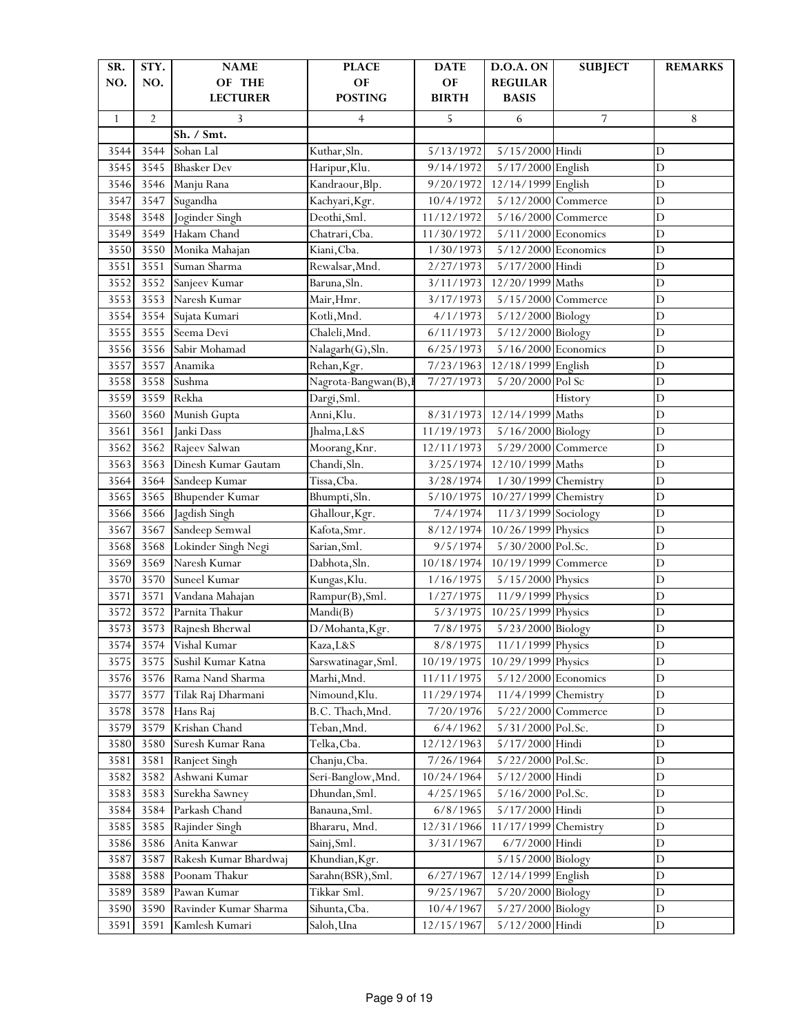| SR. NO. | STY. NO. | NAME OF THE LECTURER | PLACE OF POSTING | DATE OF BIRTH | D.O.A. ON REGULAR BASIS | SUBJECT | REMARKS |
|---|---|---|---|---|---|---|---|
| 1 | 2 | 3 | 4 | 5 | 6 | 7 | 8 |
| | | Sh. / Smt. | | | | | |
| 3544 | 3544 | Sohan Lal | Kuthar,Sln. | 5/13/1972 | 5/15/2000 | Hindi | D |
| 3545 | 3545 | Bhasker Dev | Haripur,Klu. | 9/14/1972 | 5/17/2000 | English | D |
| 3546 | 3546 | Manju Rana | Kandraour,Blp. | 9/20/1972 | 12/14/1999 | English | D |
| 3547 | 3547 | Sugandha | Kachyari,Kgr. | 10/4/1972 | 5/12/2000 | Commerce | D |
| 3548 | 3548 | Joginder Singh | Deothi,Sml. | 11/12/1972 | 5/16/2000 | Commerce | D |
| 3549 | 3549 | Hakam Chand | Chatrari,Cba. | 11/30/1972 | 5/11/2000 | Economics | D |
| 3550 | 3550 | Monika Mahajan | Kiani,Cba. | 1/30/1973 | 5/12/2000 | Economics | D |
| 3551 | 3551 | Suman Sharma | Rewalsar,Mnd. | 2/27/1973 | 5/17/2000 | Hindi | D |
| 3552 | 3552 | Sanjeev Kumar | Baruna,Sln. | 3/11/1973 | 12/20/1999 | Maths | D |
| 3553 | 3553 | Naresh Kumar | Mair,Hmr. | 3/17/1973 | 5/15/2000 | Commerce | D |
| 3554 | 3554 | Sujata Kumari | Kotli,Mnd. | 4/1/1973 | 5/12/2000 | Biology | D |
| 3555 | 3555 | Seema Devi | Chaleli,Mnd. | 6/11/1973 | 5/12/2000 | Biology | D |
| 3556 | 3556 | Sabir Mohamad | Nalagarh(G),Sln. | 6/25/1973 | 5/16/2000 | Economics | D |
| 3557 | 3557 | Anamika | Rehan,Kgr. | 7/23/1963 | 12/18/1999 | English | D |
| 3558 | 3558 | Sushma | Nagrota-Bangwan(B),I | 7/27/1973 | 5/20/2000 | Pol Sc | D |
| 3559 | 3559 | Rekha | Dargi,Sml. | | | History | D |
| 3560 | 3560 | Munish Gupta | Anni,Klu. | 8/31/1973 | 12/14/1999 | Maths | D |
| 3561 | 3561 | Janki Dass | Jhalma,L&S | 11/19/1973 | 5/16/2000 | Biology | D |
| 3562 | 3562 | Rajeev Salwan | Moorang,Knr. | 12/11/1973 | 5/29/2000 | Commerce | D |
| 3563 | 3563 | Dinesh Kumar Gautam | Chandi,Sln. | 3/25/1974 | 12/10/1999 | Maths | D |
| 3564 | 3564 | Sandeep Kumar | Tissa,Cba. | 3/28/1974 | 1/30/1999 | Chemistry | D |
| 3565 | 3565 | Bhupender Kumar | Bhumpti,Sln. | 5/10/1975 | 10/27/1999 | Chemistry | D |
| 3566 | 3566 | Jagdish Singh | Ghallour,Kgr. | 7/4/1974 | 11/3/1999 | Sociology | D |
| 3567 | 3567 | Sandeep Semwal | Kafota,Smr. | 8/12/1974 | 10/26/1999 | Physics | D |
| 3568 | 3568 | Lokinder Singh Negi | Sarian,Sml. | 9/5/1974 | 5/30/2000 | Pol.Sc. | D |
| 3569 | 3569 | Naresh Kumar | Dabhota,Sln. | 10/18/1974 | 10/19/1999 | Commerce | D |
| 3570 | 3570 | Suneel Kumar | Kungas,Klu. | 1/16/1975 | 5/15/2000 | Physics | D |
| 3571 | 3571 | Vandana Mahajan | Rampur(B),Sml. | 1/27/1975 | 11/9/1999 | Physics | D |
| 3572 | 3572 | Parnita Thakur | Mandi(B) | 5/3/1975 | 10/25/1999 | Physics | D |
| 3573 | 3573 | Rajnesh Bherwal | D/Mohanta,Kgr. | 7/8/1975 | 5/23/2000 | Biology | D |
| 3574 | 3574 | Vishal Kumar | Kaza,L&S | 8/8/1975 | 11/1/1999 | Physics | D |
| 3575 | 3575 | Sushil Kumar Katna | Sarswatinagar,Sml. | 10/19/1975 | 10/29/1999 | Physics | D |
| 3576 | 3576 | Rama Nand Sharma | Marhi,Mnd. | 11/11/1975 | 5/12/2000 | Economics | D |
| 3577 | 3577 | Tilak Raj Dharmani | Nimound,Klu. | 11/29/1974 | 11/4/1999 | Chemistry | D |
| 3578 | 3578 | Hans Raj | B.C. Thach,Mnd. | 7/20/1976 | 5/22/2000 | Commerce | D |
| 3579 | 3579 | Krishan Chand | Teban,Mnd. | 6/4/1962 | 5/31/2000 | Pol.Sc. | D |
| 3580 | 3580 | Suresh Kumar Rana | Telka,Cba. | 12/12/1963 | 5/17/2000 | Hindi | D |
| 3581 | 3581 | Ranjeet Singh | Chanju,Cba. | 7/26/1964 | 5/22/2000 | Pol.Sc. | D |
| 3582 | 3582 | Ashwani Kumar | Seri-Banglow,Mnd. | 10/24/1964 | 5/12/2000 | Hindi | D |
| 3583 | 3583 | Surekha Sawney | Dhundan,Sml. | 4/25/1965 | 5/16/2000 | Pol.Sc. | D |
| 3584 | 3584 | Parkash Chand | Banauna,Sml. | 6/8/1965 | 5/17/2000 | Hindi | D |
| 3585 | 3585 | Rajinder Singh | Bhararu, Mnd. | 12/31/1966 | 11/17/1999 | Chemistry | D |
| 3586 | 3586 | Anita Kanwar | Sainj,Sml. | 3/31/1967 | 6/7/2000 | Hindi | D |
| 3587 | 3587 | Rakesh Kumar Bhardwaj | Khundian,Kgr. | | 5/15/2000 | Biology | D |
| 3588 | 3588 | Poonam Thakur | Sarahn(BSR),Sml. | 6/27/1967 | 12/14/1999 | English | D |
| 3589 | 3589 | Pawan Kumar | Tikkar Sml. | 9/25/1967 | 5/20/2000 | Biology | D |
| 3590 | 3590 | Ravinder Kumar Sharma | Sihunta,Cba. | 10/4/1967 | 5/27/2000 | Biology | D |
| 3591 | 3591 | Kamlesh Kumari | Saloh,Una | 12/15/1967 | 5/12/2000 | Hindi | D |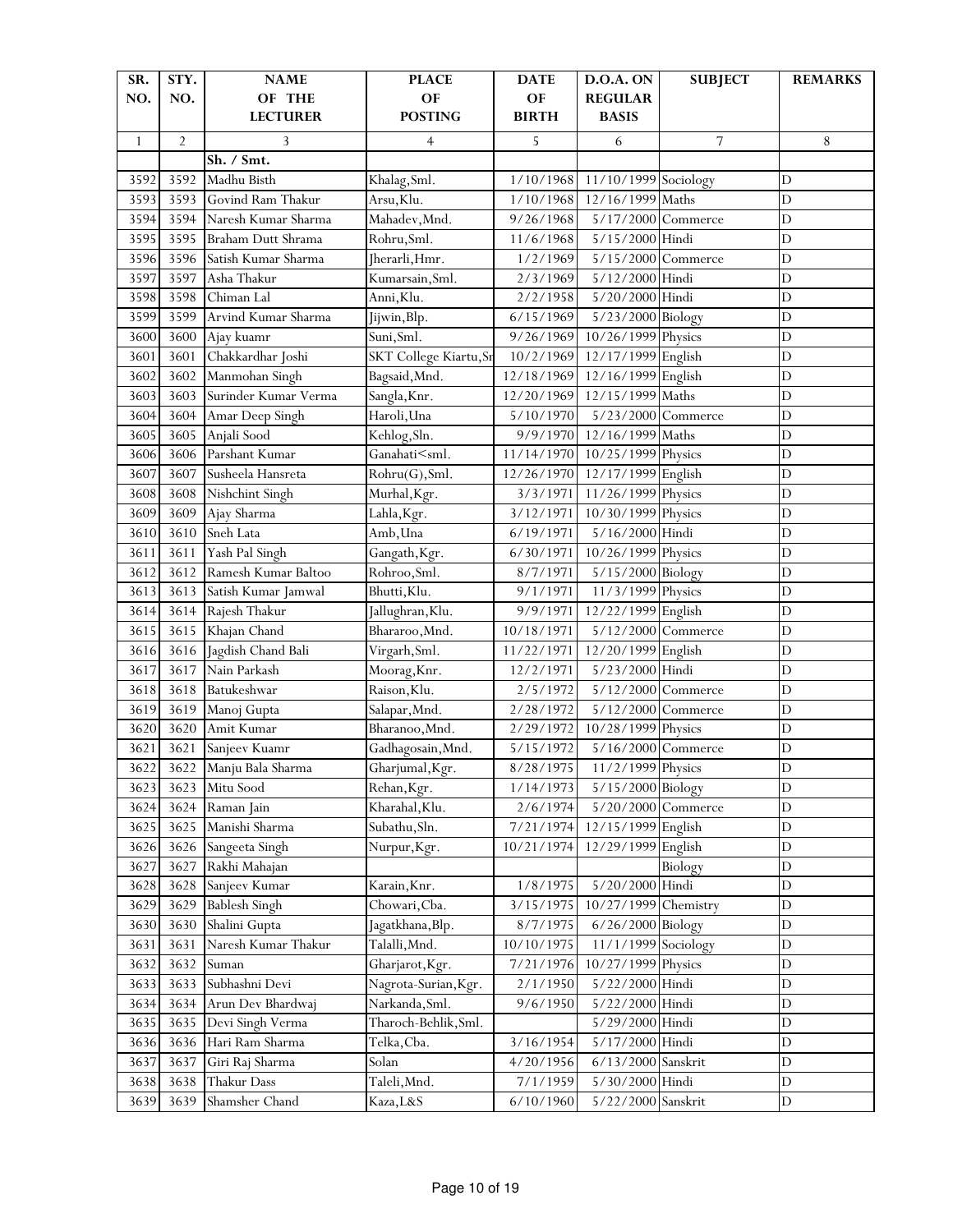| SR. NO. | STY. NO. | NAME OF THE LECTURER | PLACE OF POSTING | DATE OF BIRTH | D.O.A. ON REGULAR BASIS | SUBJECT | REMARKS |
|---|---|---|---|---|---|---|---|
| 1 | 2 | 3 | 4 | 5 | 6 | 7 | 8 |
| | | Sh. / Smt. | | | | | |
| 3592 | 3592 | Madhu Bisth | Khalag,Sml. | 1/10/1968 | 11/10/1999 | Sociology | D |
| 3593 | 3593 | Govind Ram Thakur | Arsu,Klu. | 1/10/1968 | 12/16/1999 | Maths | D |
| 3594 | 3594 | Naresh Kumar Sharma | Mahadev,Mnd. | 9/26/1968 | 5/17/2000 | Commerce | D |
| 3595 | 3595 | Braham Dutt Shrama | Rohru,Sml. | 11/6/1968 | 5/15/2000 | Hindi | D |
| 3596 | 3596 | Satish Kumar Sharma | Jherarli,Hmr. | 1/2/1969 | 5/15/2000 | Commerce | D |
| 3597 | 3597 | Asha Thakur | Kumarsain,Sml. | 2/3/1969 | 5/12/2000 | Hindi | D |
| 3598 | 3598 | Chiman Lal | Anni,Klu. | 2/2/1958 | 5/20/2000 | Hindi | D |
| 3599 | 3599 | Arvind Kumar Sharma | Jijwin,Blp. | 6/15/1969 | 5/23/2000 | Biology | D |
| 3600 | 3600 | Ajay kuamr | Suni,Sml. | 9/26/1969 | 10/26/1999 | Physics | D |
| 3601 | 3601 | Chakkardhar Joshi | SKT College Kiartu,Sr | 10/2/1969 | 12/17/1999 | English | D |
| 3602 | 3602 | Manmohan Singh | Bagsaid,Mnd. | 12/18/1969 | 12/16/1999 | English | D |
| 3603 | 3603 | Surinder Kumar Verma | Sangla,Knr. | 12/20/1969 | 12/15/1999 | Maths | D |
| 3604 | 3604 | Amar Deep Singh | Haroli,Una | 5/10/1970 | 5/23/2000 | Commerce | D |
| 3605 | 3605 | Anjali Sood | Kehlog,Sln. | 9/9/1970 | 12/16/1999 | Maths | D |
| 3606 | 3606 | Parshant Kumar | Ganahati<sml. | 11/14/1970 | 10/25/1999 | Physics | D |
| 3607 | 3607 | Susheela Hansreta | Rohru(G),Sml. | 12/26/1970 | 12/17/1999 | English | D |
| 3608 | 3608 | Nishchint Singh | Murhal,Kgr. | 3/3/1971 | 11/26/1999 | Physics | D |
| 3609 | 3609 | Ajay Sharma | Lahla,Kgr. | 3/12/1971 | 10/30/1999 | Physics | D |
| 3610 | 3610 | Sneh Lata | Amb,Una | 6/19/1971 | 5/16/2000 | Hindi | D |
| 3611 | 3611 | Yash Pal Singh | Gangath,Kgr. | 6/30/1971 | 10/26/1999 | Physics | D |
| 3612 | 3612 | Ramesh Kumar Baltoo | Rohroo,Sml. | 8/7/1971 | 5/15/2000 | Biology | D |
| 3613 | 3613 | Satish Kumar Jamwal | Bhutti,Klu. | 9/1/1971 | 11/3/1999 | Physics | D |
| 3614 | 3614 | Rajesh Thakur | Jallughran,Klu. | 9/9/1971 | 12/22/1999 | English | D |
| 3615 | 3615 | Khajan Chand | Bhararoo,Mnd. | 10/18/1971 | 5/12/2000 | Commerce | D |
| 3616 | 3616 | Jagdish Chand Bali | Virgarh,Sml. | 11/22/1971 | 12/20/1999 | English | D |
| 3617 | 3617 | Nain Parkash | Moorag,Knr. | 12/2/1971 | 5/23/2000 | Hindi | D |
| 3618 | 3618 | Batukeshwar | Raison,Klu. | 2/5/1972 | 5/12/2000 | Commerce | D |
| 3619 | 3619 | Manoj Gupta | Salapar,Mnd. | 2/28/1972 | 5/12/2000 | Commerce | D |
| 3620 | 3620 | Amit Kumar | Bharanoo,Mnd. | 2/29/1972 | 10/28/1999 | Physics | D |
| 3621 | 3621 | Sanjeev Kuamr | Gadhagosain,Mnd. | 5/15/1972 | 5/16/2000 | Commerce | D |
| 3622 | 3622 | Manju Bala Sharma | Gharjumal,Kgr. | 8/28/1975 | 11/2/1999 | Physics | D |
| 3623 | 3623 | Mitu Sood | Rehan,Kgr. | 1/14/1973 | 5/15/2000 | Biology | D |
| 3624 | 3624 | Raman Jain | Kharahal,Klu. | 2/6/1974 | 5/20/2000 | Commerce | D |
| 3625 | 3625 | Manishi Sharma | Subathu,Sln. | 7/21/1974 | 12/15/1999 | English | D |
| 3626 | 3626 | Sangeeta Singh | Nurpur,Kgr. | 10/21/1974 | 12/29/1999 | English | D |
| 3627 | 3627 | Rakhi Mahajan | | | | Biology | D |
| 3628 | 3628 | Sanjeev Kumar | Karain,Knr. | 1/8/1975 | 5/20/2000 | Hindi | D |
| 3629 | 3629 | Bablesh Singh | Chowari,Cba. | 3/15/1975 | 10/27/1999 | Chemistry | D |
| 3630 | 3630 | Shalini Gupta | Jagatkhana,Blp. | 8/7/1975 | 6/26/2000 | Biology | D |
| 3631 | 3631 | Naresh Kumar Thakur | Talalli,Mnd. | 10/10/1975 | 11/1/1999 | Sociology | D |
| 3632 | 3632 | Suman | Gharjarot,Kgr. | 7/21/1976 | 10/27/1999 | Physics | D |
| 3633 | 3633 | Subhashni Devi | Nagrota-Surian,Kgr. | 2/1/1950 | 5/22/2000 | Hindi | D |
| 3634 | 3634 | Arun Dev Bhardwaj | Narkanda,Sml. | 9/6/1950 | 5/22/2000 | Hindi | D |
| 3635 | 3635 | Devi Singh Verma | Tharoch-Behlik,Sml. | | 5/29/2000 | Hindi | D |
| 3636 | 3636 | Hari Ram Sharma | Telka,Cba. | 3/16/1954 | 5/17/2000 | Hindi | D |
| 3637 | 3637 | Giri Raj Sharma | Solan | 4/20/1956 | 6/13/2000 | Sanskrit | D |
| 3638 | 3638 | Thakur Dass | Taleli,Mnd. | 7/1/1959 | 5/30/2000 | Hindi | D |
| 3639 | 3639 | Shamsher Chand | Kaza,L&S | 6/10/1960 | 5/22/2000 | Sanskrit | D |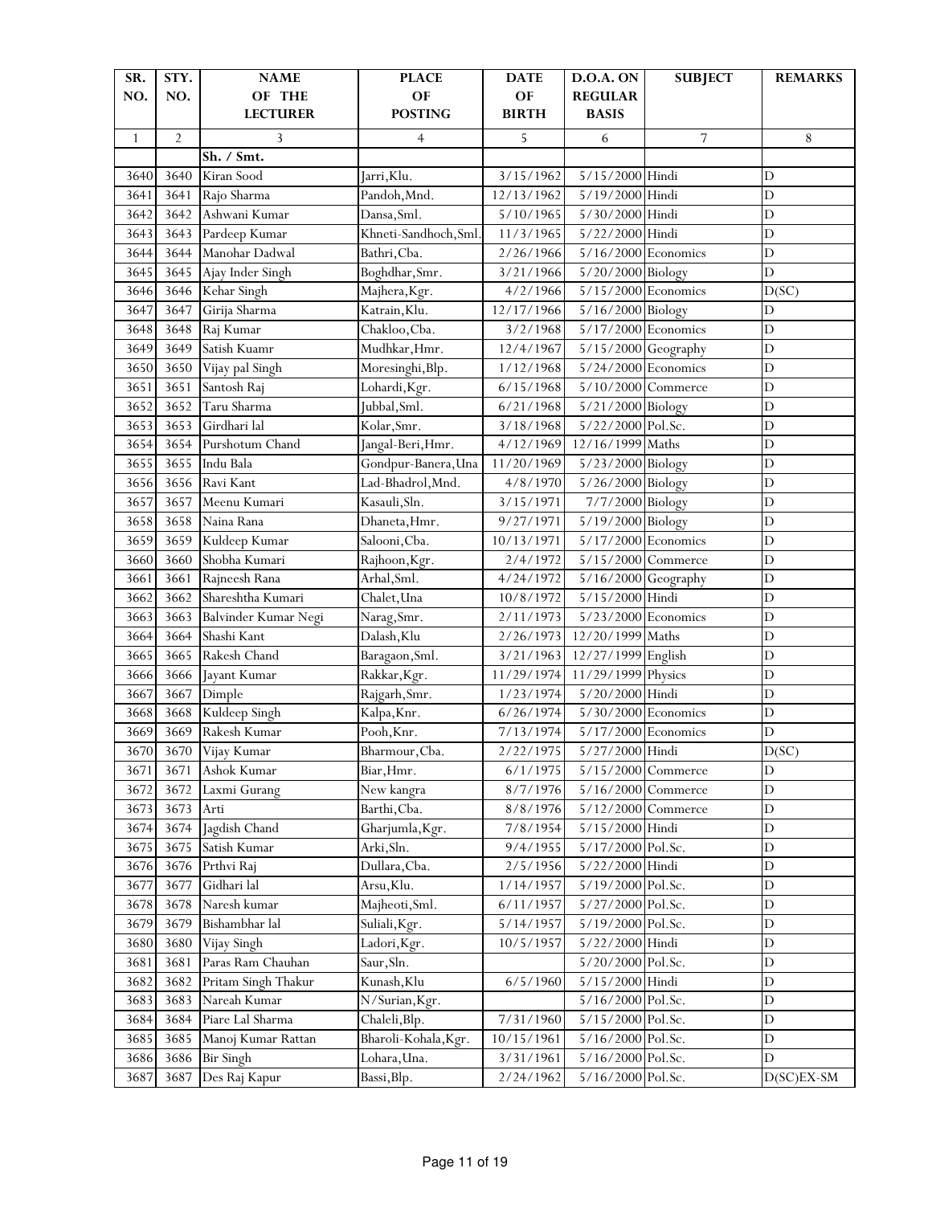| SR. NO. | STY. NO. | NAME OF THE LECTURER | PLACE OF POSTING | DATE OF BIRTH | D.O.A. ON REGULAR BASIS | SUBJECT | REMARKS |
|---|---|---|---|---|---|---|---|
| 1 | 2 | 3 | 4 | 5 | 6 | 7 | 8 |
| | | Sh. / Smt. | | | | | |
| 3640 | 3640 | Kiran Sood | Jarri,Klu. | 3/15/1962 | 5/15/2000 | Hindi | D |
| 3641 | 3641 | Rajo Sharma | Pandoh,Mnd. | 12/13/1962 | 5/19/2000 | Hindi | D |
| 3642 | 3642 | Ashwani Kumar | Dansa,Sml. | 5/10/1965 | 5/30/2000 | Hindi | D |
| 3643 | 3643 | Pardeep Kumar | Khneti-Sandhoch,Sml. | 11/3/1965 | 5/22/2000 | Hindi | D |
| 3644 | 3644 | Manohar Dadwal | Bathri,Cba. | 2/26/1966 | 5/16/2000 | Economics | D |
| 3645 | 3645 | Ajay Inder Singh | Boghdhar,Smr. | 3/21/1966 | 5/20/2000 | Biology | D |
| 3646 | 3646 | Kehar Singh | Majhera,Kgr. | 4/2/1966 | 5/15/2000 | Economics | D(SC) |
| 3647 | 3647 | Girija Sharma | Katrain,Klu. | 12/17/1966 | 5/16/2000 | Biology | D |
| 3648 | 3648 | Raj Kumar | Chakloo,Cba. | 3/2/1968 | 5/17/2000 | Economics | D |
| 3649 | 3649 | Satish Kuamr | Mudhkar,Hmr. | 12/4/1967 | 5/15/2000 | Geography | D |
| 3650 | 3650 | Vijay pal Singh | Moresinghi,Blp. | 1/12/1968 | 5/24/2000 | Economics | D |
| 3651 | 3651 | Santosh Raj | Lohardi,Kgr. | 6/15/1968 | 5/10/2000 | Commerce | D |
| 3652 | 3652 | Taru Sharma | Jubbal,Sml. | 6/21/1968 | 5/21/2000 | Biology | D |
| 3653 | 3653 | Girdhari lal | Kolar,Smr. | 3/18/1968 | 5/22/2000 | Pol.Sc. | D |
| 3654 | 3654 | Purshotum Chand | Jangal-Beri,Hmr. | 4/12/1969 | 12/16/1999 | Maths | D |
| 3655 | 3655 | Indu Bala | Gondpur-Banera,Una | 11/20/1969 | 5/23/2000 | Biology | D |
| 3656 | 3656 | Ravi Kant | Lad-Bhadrol,Mnd. | 4/8/1970 | 5/26/2000 | Biology | D |
| 3657 | 3657 | Meenu Kumari | Kasauli,Sln. | 3/15/1971 | 7/7/2000 | Biology | D |
| 3658 | 3658 | Naina Rana | Dhaneta,Hmr. | 9/27/1971 | 5/19/2000 | Biology | D |
| 3659 | 3659 | Kuldeep Kumar | Salooni,Cba. | 10/13/1971 | 5/17/2000 | Economics | D |
| 3660 | 3660 | Shobha Kumari | Rajhoon,Kgr. | 2/4/1972 | 5/15/2000 | Commerce | D |
| 3661 | 3661 | Rajneesh Rana | Arhal,Sml. | 4/24/1972 | 5/16/2000 | Geography | D |
| 3662 | 3662 | Shareshtha Kumari | Chalet,Una | 10/8/1972 | 5/15/2000 | Hindi | D |
| 3663 | 3663 | Balvinder Kumar Negi | Narag,Smr. | 2/11/1973 | 5/23/2000 | Economics | D |
| 3664 | 3664 | Shashi Kant | Dalash,Klu | 2/26/1973 | 12/20/1999 | Maths | D |
| 3665 | 3665 | Rakesh Chand | Baragaon,Sml. | 3/21/1963 | 12/27/1999 | English | D |
| 3666 | 3666 | Jayant Kumar | Rakkar,Kgr. | 11/29/1974 | 11/29/1999 | Physics | D |
| 3667 | 3667 | Dimple | Rajgarh,Smr. | 1/23/1974 | 5/20/2000 | Hindi | D |
| 3668 | 3668 | Kuldeep Singh | Kalpa,Knr. | 6/26/1974 | 5/30/2000 | Economics | D |
| 3669 | 3669 | Rakesh Kumar | Pooh,Knr. | 7/13/1974 | 5/17/2000 | Economics | D |
| 3670 | 3670 | Vijay Kumar | Bharmour,Cba. | 2/22/1975 | 5/27/2000 | Hindi | D(SC) |
| 3671 | 3671 | Ashok Kumar | Biar,Hmr. | 6/1/1975 | 5/15/2000 | Commerce | D |
| 3672 | 3672 | Laxmi Gurang | New kangra | 8/7/1976 | 5/16/2000 | Commerce | D |
| 3673 | 3673 | Arti | Barthi,Cba. | 8/8/1976 | 5/12/2000 | Commerce | D |
| 3674 | 3674 | Jagdish Chand | Gharjumla,Kgr. | 7/8/1954 | 5/15/2000 | Hindi | D |
| 3675 | 3675 | Satish Kumar | Arki,Sln. | 9/4/1955 | 5/17/2000 | Pol.Sc. | D |
| 3676 | 3676 | Prthvi Raj | Dullara,Cba. | 2/5/1956 | 5/22/2000 | Hindi | D |
| 3677 | 3677 | Gidhari lal | Arsu,Klu. | 1/14/1957 | 5/19/2000 | Pol.Sc. | D |
| 3678 | 3678 | Naresh kumar | Majheoti,Sml. | 6/11/1957 | 5/27/2000 | Pol.Sc. | D |
| 3679 | 3679 | Bishambhar lal | Suliali,Kgr. | 5/14/1957 | 5/19/2000 | Pol.Sc. | D |
| 3680 | 3680 | Vijay Singh | Ladori,Kgr. | 10/5/1957 | 5/22/2000 | Hindi | D |
| 3681 | 3681 | Paras Ram Chauhan | Saur,Sln. | | 5/20/2000 | Pol.Sc. | D |
| 3682 | 3682 | Pritam Singh Thakur | Kunash,Klu | 6/5/1960 | 5/15/2000 | Hindi | D |
| 3683 | 3683 | Nareah Kumar | N/Surian,Kgr. | | 5/16/2000 | Pol.Sc. | D |
| 3684 | 3684 | Piare Lal Sharma | Chaleli,Blp. | 7/31/1960 | 5/15/2000 | Pol.Sc. | D |
| 3685 | 3685 | Manoj Kumar Rattan | Bharoli-Kohala,Kgr. | 10/15/1961 | 5/16/2000 | Pol.Sc. | D |
| 3686 | 3686 | Bir Singh | Lohara,Una. | 3/31/1961 | 5/16/2000 | Pol.Sc. | D |
| 3687 | 3687 | Des Raj Kapur | Bassi,Blp. | 2/24/1962 | 5/16/2000 | Pol.Sc. | D(SC)EX-SM |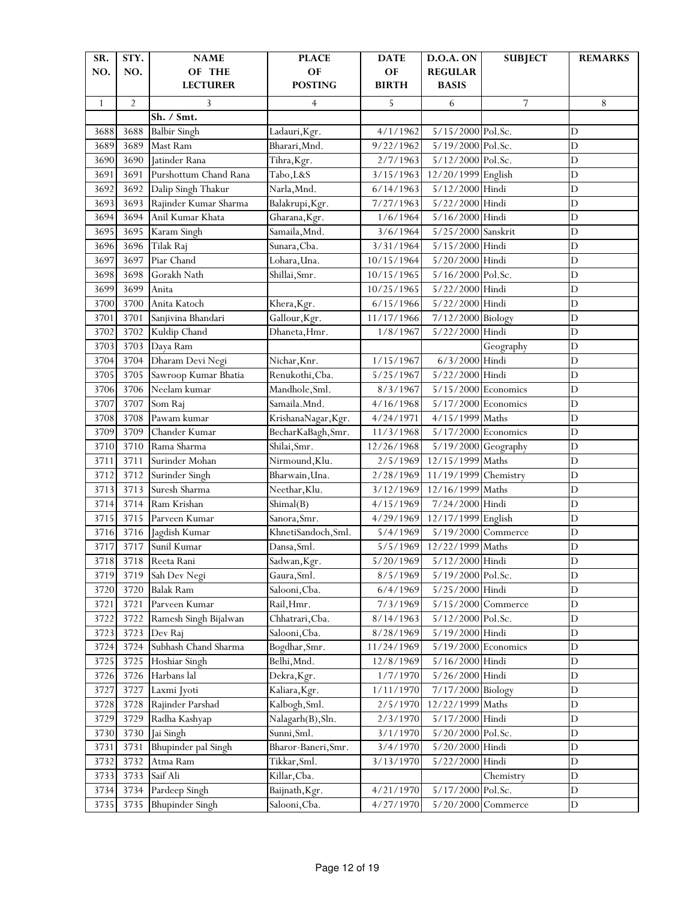| SR. NO. | STY. NO. | NAME OF THE LECTURER | PLACE OF POSTING | DATE OF BIRTH | D.O.A. ON REGULAR BASIS | SUBJECT | REMARKS |
|---|---|---|---|---|---|---|---|
| 1 | 2 | 3 | 4 | 5 | 6 | 7 | 8 |
| | | Sh. / Smt. | | | | | |
| 3688 | 3688 | Balbir Singh | Ladauri,Kgr. | 4/1/1962 | 5/15/2000 | Pol.Sc. | D |
| 3689 | 3689 | Mast Ram | Bharari,Mnd. | 9/22/1962 | 5/19/2000 | Pol.Sc. | D |
| 3690 | 3690 | Jatinder Rana | Tihra,Kgr. | 2/7/1963 | 5/12/2000 | Pol.Sc. | D |
| 3691 | 3691 | Purshottum Chand Rana | Tabo,L&S | 3/15/1963 | 12/20/1999 | English | D |
| 3692 | 3692 | Dalip Singh Thakur | Narla,Mnd. | 6/14/1963 | 5/12/2000 | Hindi | D |
| 3693 | 3693 | Rajinder Kumar Sharma | Balakrupi,Kgr. | 7/27/1963 | 5/22/2000 | Hindi | D |
| 3694 | 3694 | Anil Kumar Khata | Gharana,Kgr. | 1/6/1964 | 5/16/2000 | Hindi | D |
| 3695 | 3695 | Karam Singh | Samaila,Mnd. | 3/6/1964 | 5/25/2000 | Sanskrit | D |
| 3696 | 3696 | Tilak Raj | Sunara,Cba. | 3/31/1964 | 5/15/2000 | Hindi | D |
| 3697 | 3697 | Piar Chand | Lohara,Una. | 10/15/1964 | 5/20/2000 | Hindi | D |
| 3698 | 3698 | Gorakh Nath | Shillai,Smr. | 10/15/1965 | 5/16/2000 | Pol.Sc. | D |
| 3699 | 3699 | Anita | | 10/25/1965 | 5/22/2000 | Hindi | D |
| 3700 | 3700 | Anita Katoch | Khera,Kgr. | 6/15/1966 | 5/22/2000 | Hindi | D |
| 3701 | 3701 | Sanjivina Bhandari | Gallour,Kgr. | 11/17/1966 | 7/12/2000 | Biology | D |
| 3702 | 3702 | Kuldip Chand | Dhaneta,Hmr. | 1/8/1967 | 5/22/2000 | Hindi | D |
| 3703 | 3703 | Daya Ram | | | | Geography | D |
| 3704 | 3704 | Dharam Devi Negi | Nichar,Knr. | 1/15/1967 | 6/3/2000 | Hindi | D |
| 3705 | 3705 | Sawroop Kumar Bhatia | Renukothi,Cba. | 5/25/1967 | 5/22/2000 | Hindi | D |
| 3706 | 3706 | Neelam kumar | Mandhole,Sml. | 8/3/1967 | 5/15/2000 | Economics | D |
| 3707 | 3707 | Som Raj | Samaila.Mnd. | 4/16/1968 | 5/17/2000 | Economics | D |
| 3708 | 3708 | Pawam kumar | KrishanaNagar,Kgr. | 4/24/1971 | 4/15/1999 | Maths | D |
| 3709 | 3709 | Chander Kumar | BecharKaBagh,Smr. | 11/3/1968 | 5/17/2000 | Economics | D |
| 3710 | 3710 | Rama Sharma | Shilai,Smr. | 12/26/1968 | 5/19/2000 | Geography | D |
| 3711 | 3711 | Surinder Mohan | Nirmound,Klu. | 2/5/1969 | 12/15/1999 | Maths | D |
| 3712 | 3712 | Surinder Singh | Bharwain,Una. | 2/28/1969 | 11/19/1999 | Chemistry | D |
| 3713 | 3713 | Suresh Sharma | Neethar,Klu. | 3/12/1969 | 12/16/1999 | Maths | D |
| 3714 | 3714 | Ram Krishan | Shimal(B) | 4/15/1969 | 7/24/2000 | Hindi | D |
| 3715 | 3715 | Parveen Kumar | Sanora,Smr. | 4/29/1969 | 12/17/1999 | English | D |
| 3716 | 3716 | Jagdish Kumar | KhnetiSandoch,Sml. | 5/4/1969 | 5/19/2000 | Commerce | D |
| 3717 | 3717 | Sunil Kumar | Dansa,Sml. | 5/5/1969 | 12/22/1999 | Maths | D |
| 3718 | 3718 | Reeta Rani | Sadwan,Kgr. | 5/20/1969 | 5/12/2000 | Hindi | D |
| 3719 | 3719 | Sah Dev Negi | Gaura,Sml. | 8/5/1969 | 5/19/2000 | Pol.Sc. | D |
| 3720 | 3720 | Balak Ram | Salooni,Cba. | 6/4/1969 | 5/25/2000 | Hindi | D |
| 3721 | 3721 | Parveen Kumar | Rail,Hmr. | 7/3/1969 | 5/15/2000 | Commerce | D |
| 3722 | 3722 | Ramesh Singh Bijalwan | Chhatrari,Cba. | 8/14/1963 | 5/12/2000 | Pol.Sc. | D |
| 3723 | 3723 | Dev Raj | Salooni,Cba. | 8/28/1969 | 5/19/2000 | Hindi | D |
| 3724 | 3724 | Subhash Chand Sharma | Bogdhar,Smr. | 11/24/1969 | 5/19/2000 | Economics | D |
| 3725 | 3725 | Hoshiar Singh | Belhi,Mnd. | 12/8/1969 | 5/16/2000 | Hindi | D |
| 3726 | 3726 | Harbans lal | Dekra,Kgr. | 1/7/1970 | 5/26/2000 | Hindi | D |
| 3727 | 3727 | Laxmi Jyoti | Kaliara,Kgr. | 1/11/1970 | 7/17/2000 | Biology | D |
| 3728 | 3728 | Rajinder Parshad | Kalbogh,Sml. | 2/5/1970 | 12/22/1999 | Maths | D |
| 3729 | 3729 | Radha Kashyap | Nalagarh(B),Sln. | 2/3/1970 | 5/17/2000 | Hindi | D |
| 3730 | 3730 | Jai Singh | Sunni,Sml. | 3/1/1970 | 5/20/2000 | Pol.Sc. | D |
| 3731 | 3731 | Bhupinder pal Singh | Bharor-Baneri,Smr. | 3/4/1970 | 5/20/2000 | Hindi | D |
| 3732 | 3732 | Atma Ram | Tikkar,Sml. | 3/13/1970 | 5/22/2000 | Hindi | D |
| 3733 | 3733 | Saif Ali | Killar,Cba. | | | Chemistry | D |
| 3734 | 3734 | Pardeep Singh | Baijnath,Kgr. | 4/21/1970 | 5/17/2000 | Pol.Sc. | D |
| 3735 | 3735 | Bhupinder Singh | Salooni,Cba. | 4/27/1970 | 5/20/2000 | Commerce | D |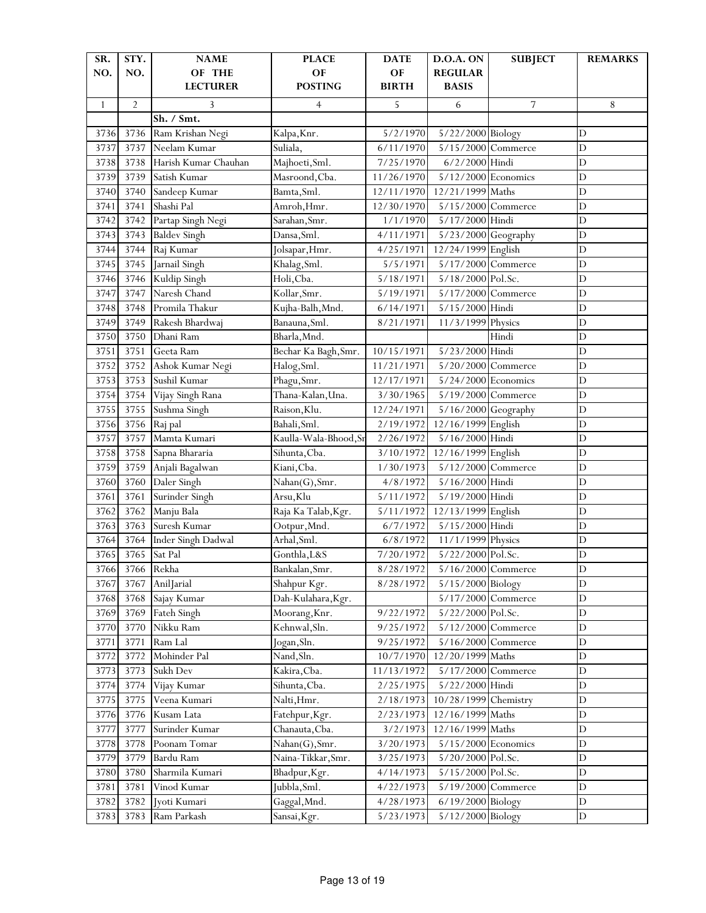| SR. NO. | STY. NO. | NAME OF THE LECTURER | PLACE OF POSTING | DATE OF BIRTH | D.O.A. ON REGULAR BASIS | SUBJECT | REMARKS |
|---|---|---|---|---|---|---|---|
| 1 | 2 | 3 | 4 | 5 | 6 | 7 | 8 |
| | | Sh. / Smt. | | | | | |
| 3736 | 3736 | Ram Krishan Negi | Kalpa,Knr. | 5/2/1970 | 5/22/2000 | Biology | D |
| 3737 | 3737 | Neelam Kumar | Suliala, | 6/11/1970 | 5/15/2000 | Commerce | D |
| 3738 | 3738 | Harish Kumar Chauhan | Majhoeti,Sml. | 7/25/1970 | 6/2/2000 | Hindi | D |
| 3739 | 3739 | Satish Kumar | Masroond,Cba. | 11/26/1970 | 5/12/2000 | Economics | D |
| 3740 | 3740 | Sandeep Kumar | Bamta,Sml. | 12/11/1970 | 12/21/1999 | Maths | D |
| 3741 | 3741 | Shashi Pal | Amroh,Hmr. | 12/30/1970 | 5/15/2000 | Commerce | D |
| 3742 | 3742 | Partap Singh Negi | Sarahan,Smr. | 1/1/1970 | 5/17/2000 | Hindi | D |
| 3743 | 3743 | Baldev Singh | Dansa,Sml. | 4/11/1971 | 5/23/2000 | Geography | D |
| 3744 | 3744 | Raj Kumar | Jolsapar,Hmr. | 4/25/1971 | 12/24/1999 | English | D |
| 3745 | 3745 | Jarnail Singh | Khalag,Sml. | 5/5/1971 | 5/17/2000 | Commerce | D |
| 3746 | 3746 | Kuldip Singh | Holi,Cba. | 5/18/1971 | 5/18/2000 | Pol.Sc. | D |
| 3747 | 3747 | Naresh Chand | Kollar,Smr. | 5/19/1971 | 5/17/2000 | Commerce | D |
| 3748 | 3748 | Promila Thakur | Kujha-Balh,Mnd. | 6/14/1971 | 5/15/2000 | Hindi | D |
| 3749 | 3749 | Rakesh Bhardwaj | Banauna,Sml. | 8/21/1971 | 11/3/1999 | Physics | D |
| 3750 | 3750 | Dhani Ram | Bharla,Mnd. | | | Hindi | D |
| 3751 | 3751 | Geeta Ram | Bechar Ka Bagh,Smr. | 10/15/1971 | 5/23/2000 | Hindi | D |
| 3752 | 3752 | Ashok Kumar Negi | Halog,Sml. | 11/21/1971 | 5/20/2000 | Commerce | D |
| 3753 | 3753 | Sushil Kumar | Phagu,Smr. | 12/17/1971 | 5/24/2000 | Economics | D |
| 3754 | 3754 | Vijay Singh Rana | Thana-Kalan,Una. | 3/30/1965 | 5/19/2000 | Commerce | D |
| 3755 | 3755 | Sushma Singh | Raison,Klu. | 12/24/1971 | 5/16/2000 | Geography | D |
| 3756 | 3756 | Raj pal | Bahali,Sml. | 2/19/1972 | 12/16/1999 | English | D |
| 3757 | 3757 | Mamta Kumari | Kaulla-Wala-Bhood,Sr | 2/26/1972 | 5/16/2000 | Hindi | D |
| 3758 | 3758 | Sapna Bhararia | Sihunta,Cba. | 3/10/1972 | 12/16/1999 | English | D |
| 3759 | 3759 | Anjali Bagalwan | Kiani,Cba. | 1/30/1973 | 5/12/2000 | Commerce | D |
| 3760 | 3760 | Daler Singh | Nahan(G),Smr. | 4/8/1972 | 5/16/2000 | Hindi | D |
| 3761 | 3761 | Surinder Singh | Arsu,Klu | 5/11/1972 | 5/19/2000 | Hindi | D |
| 3762 | 3762 | Manju Bala | Raja Ka Talab,Kgr. | 5/11/1972 | 12/13/1999 | English | D |
| 3763 | 3763 | Suresh Kumar | Ootpur,Mnd. | 6/7/1972 | 5/15/2000 | Hindi | D |
| 3764 | 3764 | Inder Singh Dadwal | Arhal,Sml. | 6/8/1972 | 11/1/1999 | Physics | D |
| 3765 | 3765 | Sat Pal | Gonthla,L&S | 7/20/1972 | 5/22/2000 | Pol.Sc. | D |
| 3766 | 3766 | Rekha | Bankalan,Smr. | 8/28/1972 | 5/16/2000 | Commerce | D |
| 3767 | 3767 | AnilJarial | Shahpur Kgr. | 8/28/1972 | 5/15/2000 | Biology | D |
| 3768 | 3768 | Sajay Kumar | Dah-Kulahara,Kgr. | | 5/17/2000 | Commerce | D |
| 3769 | 3769 | Fateh Singh | Moorang,Knr. | 9/22/1972 | 5/22/2000 | Pol.Sc. | D |
| 3770 | 3770 | Nikku Ram | Kehnwal,Sln. | 9/25/1972 | 5/12/2000 | Commerce | D |
| 3771 | 3771 | Ram Lal | Jogan,Sln. | 9/25/1972 | 5/16/2000 | Commerce | D |
| 3772 | 3772 | Mohinder Pal | Nand,Sln. | 10/7/1970 | 12/20/1999 | Maths | D |
| 3773 | 3773 | Sukh Dev | Kakira,Cba. | 11/13/1972 | 5/17/2000 | Commerce | D |
| 3774 | 3774 | Vijay Kumar | Sihunta,Cba. | 2/25/1975 | 5/22/2000 | Hindi | D |
| 3775 | 3775 | Veena Kumari | Nalti,Hmr. | 2/18/1973 | 10/28/1999 | Chemistry | D |
| 3776 | 3776 | Kusam Lata | Fatehpur,Kgr. | 2/23/1973 | 12/16/1999 | Maths | D |
| 3777 | 3777 | Surinder Kumar | Chanauta,Cba. | 3/2/1973 | 12/16/1999 | Maths | D |
| 3778 | 3778 | Poonam Tomar | Nahan(G),Smr. | 3/20/1973 | 5/15/2000 | Economics | D |
| 3779 | 3779 | Bardu Ram | Naina-Tikkar,Smr. | 3/25/1973 | 5/20/2000 | Pol.Sc. | D |
| 3780 | 3780 | Sharmila Kumari | Bhadpur,Kgr. | 4/14/1973 | 5/15/2000 | Pol.Sc. | D |
| 3781 | 3781 | Vinod Kumar | Jubbla,Sml. | 4/22/1973 | 5/19/2000 | Commerce | D |
| 3782 | 3782 | Jyoti Kumari | Gaggal,Mnd. | 4/28/1973 | 6/19/2000 | Biology | D |
| 3783 | 3783 | Ram Parkash | Sansai,Kgr. | 5/23/1973 | 5/12/2000 | Biology | D |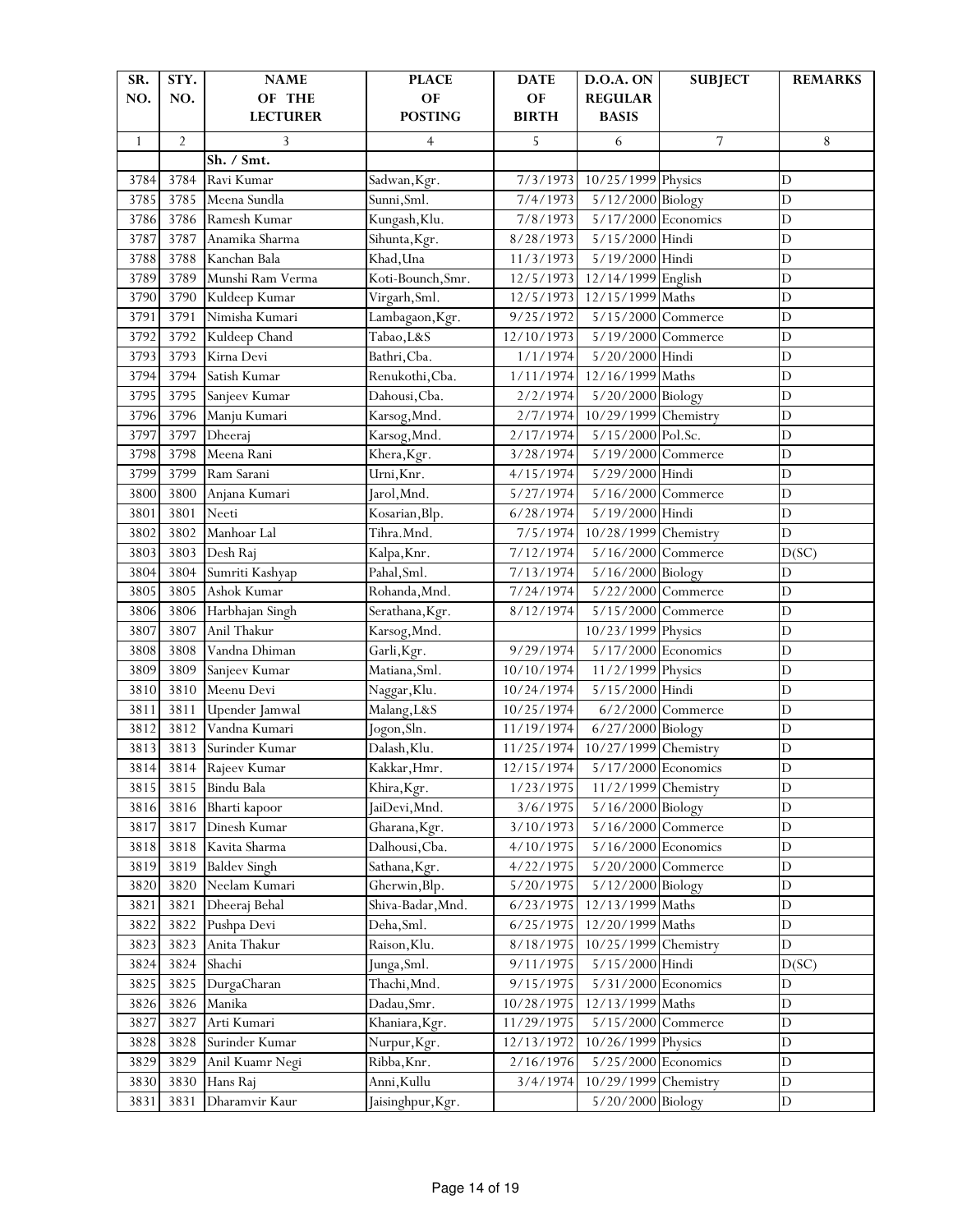| SR. NO. | STY. NO. | NAME OF THE LECTURER | PLACE OF POSTING | DATE OF BIRTH | D.O.A. ON REGULAR BASIS | SUBJECT | REMARKS |
|---|---|---|---|---|---|---|---|
| 1 | 2 | 3 | 4 | 5 | 6 | 7 | 8 |
| | | Sh. / Smt. | | | | | |
| 3784 | 3784 | Ravi Kumar | Sadwan,Kgr. | 7/3/1973 | 10/25/1999 | Physics | D |
| 3785 | 3785 | Meena Sundla | Sunni,Sml. | 7/4/1973 | 5/12/2000 | Biology | D |
| 3786 | 3786 | Ramesh Kumar | Kungash,Klu. | 7/8/1973 | 5/17/2000 | Economics | D |
| 3787 | 3787 | Anamika Sharma | Sihunta,Kgr. | 8/28/1973 | 5/15/2000 | Hindi | D |
| 3788 | 3788 | Kanchan Bala | Khad,Una | 11/3/1973 | 5/19/2000 | Hindi | D |
| 3789 | 3789 | Munshi Ram Verma | Koti-Bounch,Smr. | 12/5/1973 | 12/14/1999 | English | D |
| 3790 | 3790 | Kuldeep Kumar | Virgarh,Sml. | 12/5/1973 | 12/15/1999 | Maths | D |
| 3791 | 3791 | Nimisha Kumari | Lambagaon,Kgr. | 9/25/1972 | 5/15/2000 | Commerce | D |
| 3792 | 3792 | Kuldeep Chand | Tabao,L&S | 12/10/1973 | 5/19/2000 | Commerce | D |
| 3793 | 3793 | Kirna Devi | Bathri,Cba. | 1/1/1974 | 5/20/2000 | Hindi | D |
| 3794 | 3794 | Satish Kumar | Renukothi,Cba. | 1/11/1974 | 12/16/1999 | Maths | D |
| 3795 | 3795 | Sanjeev Kumar | Dahousi,Cba. | 2/2/1974 | 5/20/2000 | Biology | D |
| 3796 | 3796 | Manju Kumari | Karsog,Mnd. | 2/7/1974 | 10/29/1999 | Chemistry | D |
| 3797 | 3797 | Dheeraj | Karsog,Mnd. | 2/17/1974 | 5/15/2000 | Pol.Sc. | D |
| 3798 | 3798 | Meena Rani | Khera,Kgr. | 3/28/1974 | 5/19/2000 | Commerce | D |
| 3799 | 3799 | Ram Sarani | Urni,Knr. | 4/15/1974 | 5/29/2000 | Hindi | D |
| 3800 | 3800 | Anjana Kumari | Jarol,Mnd. | 5/27/1974 | 5/16/2000 | Commerce | D |
| 3801 | 3801 | Neeti | Kosarian,Blp. | 6/28/1974 | 5/19/2000 | Hindi | D |
| 3802 | 3802 | Manhoar Lal | Tihra.Mnd. | 7/5/1974 | 10/28/1999 | Chemistry | D |
| 3803 | 3803 | Desh Raj | Kalpa,Knr. | 7/12/1974 | 5/16/2000 | Commerce | D(SC) |
| 3804 | 3804 | Sumriti Kashyap | Pahal,Sml. | 7/13/1974 | 5/16/2000 | Biology | D |
| 3805 | 3805 | Ashok Kumar | Rohanda,Mnd. | 7/24/1974 | 5/22/2000 | Commerce | D |
| 3806 | 3806 | Harbhajan Singh | Serathana,Kgr. | 8/12/1974 | 5/15/2000 | Commerce | D |
| 3807 | 3807 | Anil Thakur | Karsog,Mnd. | | 10/23/1999 | Physics | D |
| 3808 | 3808 | Vandna Dhiman | Garli,Kgr. | 9/29/1974 | 5/17/2000 | Economics | D |
| 3809 | 3809 | Sanjeev Kumar | Matiana,Sml. | 10/10/1974 | 11/2/1999 | Physics | D |
| 3810 | 3810 | Meenu Devi | Naggar,Klu. | 10/24/1974 | 5/15/2000 | Hindi | D |
| 3811 | 3811 | Upender Jamwal | Malang,L&S | 10/25/1974 | 6/2/2000 | Commerce | D |
| 3812 | 3812 | Vandna Kumari | Jogon,Sln. | 11/19/1974 | 6/27/2000 | Biology | D |
| 3813 | 3813 | Surinder Kumar | Dalash,Klu. | 11/25/1974 | 10/27/1999 | Chemistry | D |
| 3814 | 3814 | Rajeev Kumar | Kakkar,Hmr. | 12/15/1974 | 5/17/2000 | Economics | D |
| 3815 | 3815 | Bindu Bala | Khira,Kgr. | 1/23/1975 | 11/2/1999 | Chemistry | D |
| 3816 | 3816 | Bharti kapoor | JaiDevi,Mnd. | 3/6/1975 | 5/16/2000 | Biology | D |
| 3817 | 3817 | Dinesh Kumar | Gharana,Kgr. | 3/10/1973 | 5/16/2000 | Commerce | D |
| 3818 | 3818 | Kavita Sharma | Dalhousi,Cba. | 4/10/1975 | 5/16/2000 | Economics | D |
| 3819 | 3819 | Baldev Singh | Sathana,Kgr. | 4/22/1975 | 5/20/2000 | Commerce | D |
| 3820 | 3820 | Neelam Kumari | Gherwin,Blp. | 5/20/1975 | 5/12/2000 | Biology | D |
| 3821 | 3821 | Dheeraj Behal | Shiva-Badar,Mnd. | 6/23/1975 | 12/13/1999 | Maths | D |
| 3822 | 3822 | Pushpa Devi | Deha,Sml. | 6/25/1975 | 12/20/1999 | Maths | D |
| 3823 | 3823 | Anita Thakur | Raison,Klu. | 8/18/1975 | 10/25/1999 | Chemistry | D |
| 3824 | 3824 | Shachi | Junga,Sml. | 9/11/1975 | 5/15/2000 | Hindi | D(SC) |
| 3825 | 3825 | DurgaCharan | Thachi,Mnd. | 9/15/1975 | 5/31/2000 | Economics | D |
| 3826 | 3826 | Manika | Dadau,Smr. | 10/28/1975 | 12/13/1999 | Maths | D |
| 3827 | 3827 | Arti Kumari | Khaniara,Kgr. | 11/29/1975 | 5/15/2000 | Commerce | D |
| 3828 | 3828 | Surinder Kumar | Nurpur,Kgr. | 12/13/1972 | 10/26/1999 | Physics | D |
| 3829 | 3829 | Anil Kuamr Negi | Ribba,Knr. | 2/16/1976 | 5/25/2000 | Economics | D |
| 3830 | 3830 | Hans Raj | Anni,Kullu | 3/4/1974 | 10/29/1999 | Chemistry | D |
| 3831 | 3831 | Dharamvir Kaur | Jaisinghpur,Kgr. | | 5/20/2000 | Biology | D |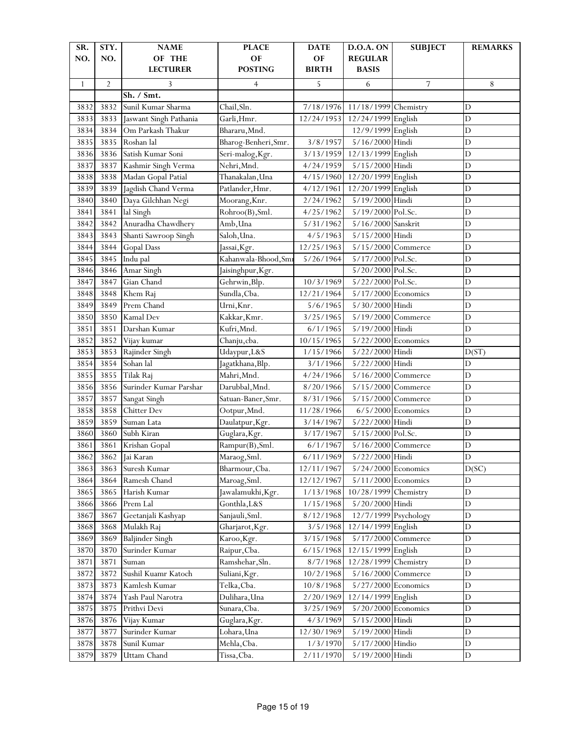| SR. NO. | STY. NO. | NAME OF THE LECTURER | PLACE OF POSTING | DATE OF BIRTH | D.O.A. ON REGULAR BASIS | SUBJECT | REMARKS |
|---|---|---|---|---|---|---|---|
| 1 | 2 | 3 | 4 | 5 | 6 | 7 | 8 |
| | | Sh. / Smt. | | | | | |
| 3832 | 3832 | Sunil Kumar Sharma | Chail,Sln. | 7/18/1976 | 11/18/1999 | Chemistry | D |
| 3833 | 3833 | Jaswant Singh Pathania | Garli,Hmr. | 12/24/1953 | 12/24/1999 | English | D |
| 3834 | 3834 | Om Parkash Thakur | Bhararu,Mnd. | | 12/9/1999 | English | D |
| 3835 | 3835 | Roshan lal | Bharog-Benheri,Smr. | 3/8/1957 | 5/16/2000 | Hindi | D |
| 3836 | 3836 | Satish Kumar Soni | Seri-malog,Kgr. | 3/13/1959 | 12/13/1999 | English | D |
| 3837 | 3837 | Kashmir Singh Verma | Nehri,Mnd. | 4/24/1959 | 5/15/2000 | Hindi | D |
| 3838 | 3838 | Madan Gopal Patial | Thanakalan,Una | 4/15/1960 | 12/20/1999 | English | D |
| 3839 | 3839 | Jagdish Chand Verma | Patlander,Hmr. | 4/12/1961 | 12/20/1999 | English | D |
| 3840 | 3840 | Daya Gilchhan Negi | Moorang,Knr. | 2/24/1962 | 5/19/2000 | Hindi | D |
| 3841 | 3841 | lal Singh | Rohroo(B),Sml. | 4/25/1962 | 5/19/2000 | Pol.Sc. | D |
| 3842 | 3842 | Anuradha Chawdhery | Amb,Una | 5/31/1962 | 5/16/2000 | Sanskrit | D |
| 3843 | 3843 | Shanti Sawroop Singh | Saloh,Una. | 4/5/1963 | 5/15/2000 | Hindi | D |
| 3844 | 3844 | Gopal Dass | Jassai,Kgr. | 12/25/1963 | 5/15/2000 | Commerce | D |
| 3845 | 3845 | Indu pal | Kahanwala-Bhood,Smr | 5/26/1964 | 5/17/2000 | Pol.Sc. | D |
| 3846 | 3846 | Amar Singh | Jaisinghpur,Kgr. | | 5/20/2000 | Pol.Sc. | D |
| 3847 | 3847 | Gian Chand | Gehrwin,Blp. | 10/3/1969 | 5/22/2000 | Pol.Sc. | D |
| 3848 | 3848 | Khem Raj | Sundla,Cba. | 12/21/1964 | 5/17/2000 | Economics | D |
| 3849 | 3849 | Prem Chand | Urni,Knr. | 5/6/1965 | 5/30/2000 | Hindi | D |
| 3850 | 3850 | Kamal Dev | Kakkar,Kmr. | 3/25/1965 | 5/19/2000 | Commerce | D |
| 3851 | 3851 | Darshan Kumar | Kufri,Mnd. | 6/1/1965 | 5/19/2000 | Hindi | D |
| 3852 | 3852 | Vijay kumar | Chanju,cba. | 10/15/1965 | 5/22/2000 | Economics | D |
| 3853 | 3853 | Rajinder Singh | Udaypur,L&S | 1/15/1966 | 5/22/2000 | Hindi | D(ST) |
| 3854 | 3854 | Sohan lal | Jagatkhana,Blp. | 3/1/1966 | 5/22/2000 | Hindi | D |
| 3855 | 3855 | Tilak Raj | Mahri,Mnd. | 4/24/1966 | 5/16/2000 | Commerce | D |
| 3856 | 3856 | Surinder Kumar Parshar | Darubbal,Mnd. | 8/20/1966 | 5/15/2000 | Commerce | D |
| 3857 | 3857 | Sangat Singh | Satuan-Baner,Smr. | 8/31/1966 | 5/15/2000 | Commerce | D |
| 3858 | 3858 | Chitter Dev | Ootpur,Mnd. | 11/28/1966 | 6/5/2000 | Economics | D |
| 3859 | 3859 | Suman Lata | Daulatpur,Kgr. | 3/14/1967 | 5/22/2000 | Hindi | D |
| 3860 | 3860 | Subh Kiran | Guglara,Kgr. | 3/17/1967 | 5/15/2000 | Pol.Sc. | D |
| 3861 | 3861 | Krishan Gopal | Rampur(B),Sml. | 6/1/1967 | 5/16/2000 | Commerce | D |
| 3862 | 3862 | Jai Karan | Maraog,Sml. | 6/11/1969 | 5/22/2000 | Hindi | D |
| 3863 | 3863 | Suresh Kumar | Bharmour,Cba. | 12/11/1967 | 5/24/2000 | Economics | D(SC) |
| 3864 | 3864 | Ramesh Chand | Maroag,Sml. | 12/12/1967 | 5/11/2000 | Economics | D |
| 3865 | 3865 | Harish Kumar | Jawalamukhi,Kgr. | 1/13/1968 | 10/28/1999 | Chemistry | D |
| 3866 | 3866 | Prem Lal | Gonthla,L&S | 1/15/1968 | 5/20/2000 | Hindi | D |
| 3867 | 3867 | Geetanjali Kashyap | Sanjauli,Sml. | 8/12/1968 | 12/7/1999 | Psychology | D |
| 3868 | 3868 | Mulakh Raj | Gharjarot,Kgr. | 3/5/1968 | 12/14/1999 | English | D |
| 3869 | 3869 | Baljinder Singh | Karoo,Kgr. | 3/15/1968 | 5/17/2000 | Commerce | D |
| 3870 | 3870 | Surinder Kumar | Raipur,Cba. | 6/15/1968 | 12/15/1999 | English | D |
| 3871 | 3871 | Suman | Ramshehar,Sln. | 8/7/1968 | 12/28/1999 | Chemistry | D |
| 3872 | 3872 | Sushil Kuamr Katoch | Suliani,Kgr. | 10/2/1968 | 5/16/2000 | Commerce | D |
| 3873 | 3873 | Kamlesh Kumar | Telka,Cba. | 10/8/1968 | 5/27/2000 | Economics | D |
| 3874 | 3874 | Yash Paul Narotra | Dulihara,Una | 2/20/1969 | 12/14/1999 | English | D |
| 3875 | 3875 | Prithvi Devi | Sunara,Cba. | 3/25/1969 | 5/20/2000 | Economics | D |
| 3876 | 3876 | Vijay Kumar | Guglara,Kgr. | 4/3/1969 | 5/15/2000 | Hindi | D |
| 3877 | 3877 | Surinder Kumar | Lohara,Una | 12/30/1969 | 5/19/2000 | Hindi | D |
| 3878 | 3878 | Sunil Kumar | Mehla,Cba. | 1/3/1970 | 5/17/2000 | Hindio | D |
| 3879 | 3879 | Uttam Chand | Tissa,Cba. | 2/11/1970 | 5/19/2000 | Hindi | D |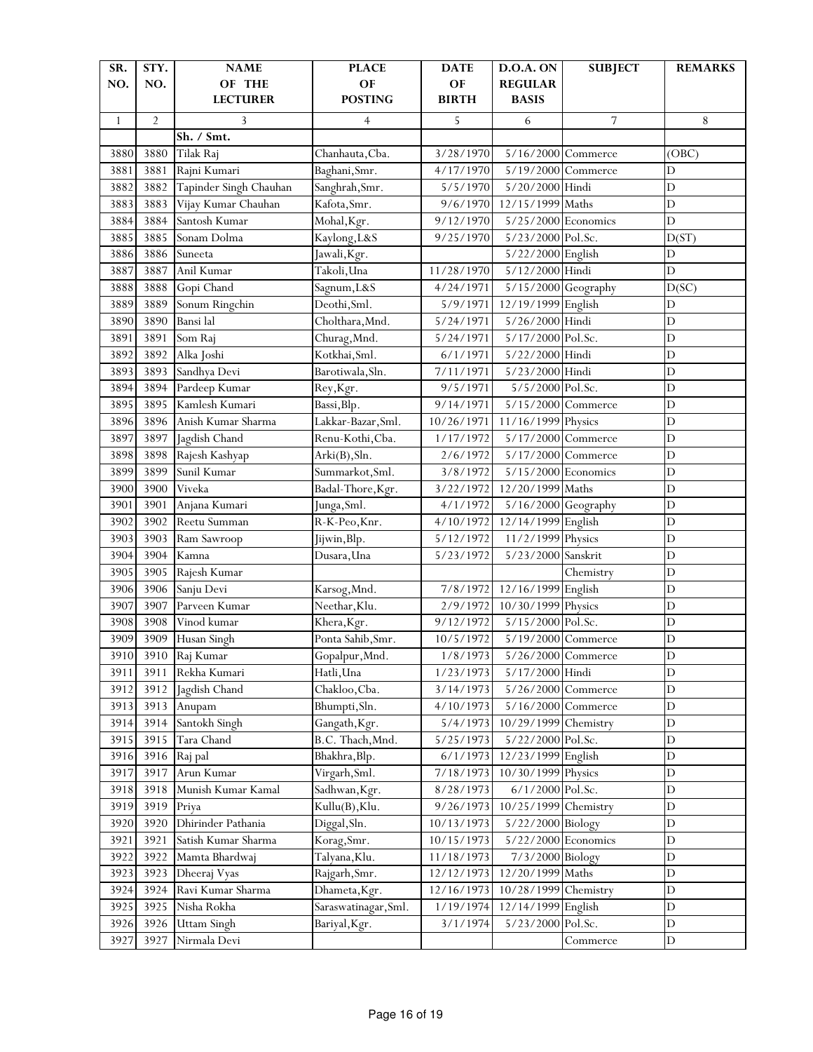| SR. NO. | STY. NO. | NAME OF THE LECTURER | PLACE OF POSTING | DATE OF BIRTH | D.O.A. ON REGULAR BASIS | SUBJECT | REMARKS |
|---|---|---|---|---|---|---|---|
| 1 | 2 | 3 | 4 | 5 | 6 | 7 | 8 |
| | | Sh. / Smt. | | | | | |
| 3880 | 3880 | Tilak Raj | Chanhauta,Cba. | 3/28/1970 | 5/16/2000 | Commerce | (OBC) |
| 3881 | 3881 | Rajni Kumari | Baghani,Smr. | 4/17/1970 | 5/19/2000 | Commerce | D |
| 3882 | 3882 | Tapinder Singh Chauhan | Sanghrah,Smr. | 5/5/1970 | 5/20/2000 | Hindi | D |
| 3883 | 3883 | Vijay Kumar Chauhan | Kafota,Smr. | 9/6/1970 | 12/15/1999 | Maths | D |
| 3884 | 3884 | Santosh Kumar | Mohal,Kgr. | 9/12/1970 | 5/25/2000 | Economics | D |
| 3885 | 3885 | Sonam Dolma | Kaylong,L&S | 9/25/1970 | 5/23/2000 | Pol.Sc. | D(ST) |
| 3886 | 3886 | Suneeta | Jawali,Kgr. | | 5/22/2000 | English | D |
| 3887 | 3887 | Anil Kumar | Takoli,Una | 11/28/1970 | 5/12/2000 | Hindi | D |
| 3888 | 3888 | Gopi Chand | Sagnum,L&S | 4/24/1971 | 5/15/2000 | Geography | D(SC) |
| 3889 | 3889 | Sonum Ringchin | Deothi,Sml. | 5/9/1971 | 12/19/1999 | English | D |
| 3890 | 3890 | Bansi lal | Cholthara,Mnd. | 5/24/1971 | 5/26/2000 | Hindi | D |
| 3891 | 3891 | Som Raj | Churag,Mnd. | 5/24/1971 | 5/17/2000 | Pol.Sc. | D |
| 3892 | 3892 | Alka Joshi | Kotkhai,Sml. | 6/1/1971 | 5/22/2000 | Hindi | D |
| 3893 | 3893 | Sandhya Devi | Barotiwala,Sln. | 7/11/1971 | 5/23/2000 | Hindi | D |
| 3894 | 3894 | Pardeep Kumar | Rey,Kgr. | 9/5/1971 | 5/5/2000 | Pol.Sc. | D |
| 3895 | 3895 | Kamlesh Kumari | Bassi,Blp. | 9/14/1971 | 5/15/2000 | Commerce | D |
| 3896 | 3896 | Anish Kumar Sharma | Lakkar-Bazar,Sml. | 10/26/1971 | 11/16/1999 | Physics | D |
| 3897 | 3897 | Jagdish Chand | Renu-Kothi,Cba. | 1/17/1972 | 5/17/2000 | Commerce | D |
| 3898 | 3898 | Rajesh Kashyap | Arki(B),Sln. | 2/6/1972 | 5/17/2000 | Commerce | D |
| 3899 | 3899 | Sunil Kumar | Summarkot,Sml. | 3/8/1972 | 5/15/2000 | Economics | D |
| 3900 | 3900 | Viveka | Badal-Thore,Kgr. | 3/22/1972 | 12/20/1999 | Maths | D |
| 3901 | 3901 | Anjana Kumari | Junga,Sml. | 4/1/1972 | 5/16/2000 | Geography | D |
| 3902 | 3902 | Reetu Summan | R-K-Peo,Knr. | 4/10/1972 | 12/14/1999 | English | D |
| 3903 | 3903 | Ram Sawroop | Jijwin,Blp. | 5/12/1972 | 11/2/1999 | Physics | D |
| 3904 | 3904 | Kamna | Dusara,Una | 5/23/1972 | 5/23/2000 | Sanskrit | D |
| 3905 | 3905 | Rajesh Kumar | | | | Chemistry | D |
| 3906 | 3906 | Sanju Devi | Karsog,Mnd. | 7/8/1972 | 12/16/1999 | English | D |
| 3907 | 3907 | Parveen Kumar | Neethar,Klu. | 2/9/1972 | 10/30/1999 | Physics | D |
| 3908 | 3908 | Vinod kumar | Khera,Kgr. | 9/12/1972 | 5/15/2000 | Pol.Sc. | D |
| 3909 | 3909 | Husan Singh | Ponta Sahib,Smr. | 10/5/1972 | 5/19/2000 | Commerce | D |
| 3910 | 3910 | Raj Kumar | Gopalpur,Mnd. | 1/8/1973 | 5/26/2000 | Commerce | D |
| 3911 | 3911 | Rekha Kumari | Hatli,Una | 1/23/1973 | 5/17/2000 | Hindi | D |
| 3912 | 3912 | Jagdish Chand | Chakloo,Cba. | 3/14/1973 | 5/26/2000 | Commerce | D |
| 3913 | 3913 | Anupam | Bhumpti,Sln. | 4/10/1973 | 5/16/2000 | Commerce | D |
| 3914 | 3914 | Santokh Singh | Gangath,Kgr. | 5/4/1973 | 10/29/1999 | Chemistry | D |
| 3915 | 3915 | Tara Chand | B.C. Thach,Mnd. | 5/25/1973 | 5/22/2000 | Pol.Sc. | D |
| 3916 | 3916 | Raj pal | Bhakhra,Blp. | 6/1/1973 | 12/23/1999 | English | D |
| 3917 | 3917 | Arun Kumar | Virgarh,Sml. | 7/18/1973 | 10/30/1999 | Physics | D |
| 3918 | 3918 | Munish Kumar Kamal | Sadhwan,Kgr. | 8/28/1973 | 6/1/2000 | Pol.Sc. | D |
| 3919 | 3919 | Priya | Kullu(B),Klu. | 9/26/1973 | 10/25/1999 | Chemistry | D |
| 3920 | 3920 | Dhirinder Pathania | Diggal,Sln. | 10/13/1973 | 5/22/2000 | Biology | D |
| 3921 | 3921 | Satish Kumar Sharma | Korag,Smr. | 10/15/1973 | 5/22/2000 | Economics | D |
| 3922 | 3922 | Mamta Bhardwaj | Talyana,Klu. | 11/18/1973 | 7/3/2000 | Biology | D |
| 3923 | 3923 | Dheeraj Vyas | Rajgarh,Smr. | 12/12/1973 | 12/20/1999 | Maths | D |
| 3924 | 3924 | Ravi Kumar Sharma | Dhameta,Kgr. | 12/16/1973 | 10/28/1999 | Chemistry | D |
| 3925 | 3925 | Nisha Rokha | Saraswatinagar,Sml. | 1/19/1974 | 12/14/1999 | English | D |
| 3926 | 3926 | Uttam Singh | Bariyal,Kgr. | 3/1/1974 | 5/23/2000 | Pol.Sc. | D |
| 3927 | 3927 | Nirmala Devi | | | | Commerce | D |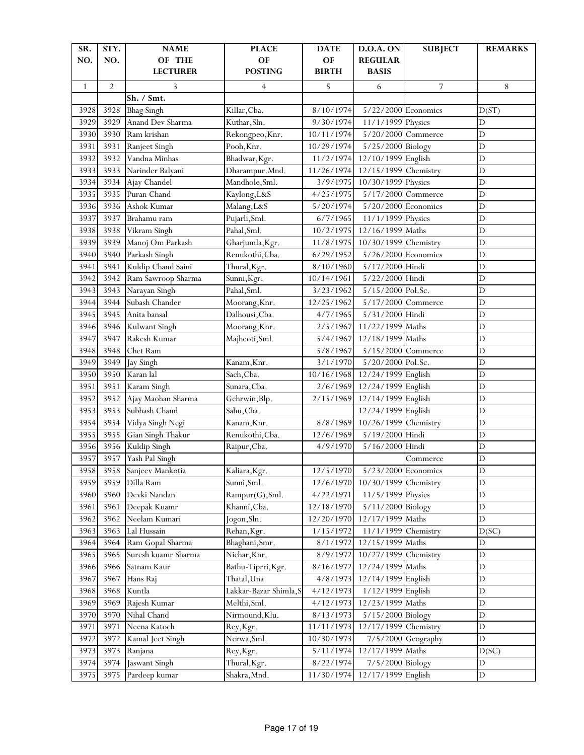| SR. NO. | STY. NO. | NAME OF THE LECTURER | PLACE OF POSTING | DATE OF BIRTH | D.O.A. ON REGULAR BASIS | SUBJECT | REMARKS |
|---|---|---|---|---|---|---|---|
| 1 | 2 | 3 | 4 | 5 | 6 | 7 | 8 |
| | | Sh. / Smt. | | | | | |
| 3928 | 3928 | Bhag Singh | Killar,Cba. | 8/10/1974 | 5/22/2000 | Economics | D(ST) |
| 3929 | 3929 | Anand Dev Sharma | Kuthar,Sln. | 9/30/1974 | 11/1/1999 | Physics | D |
| 3930 | 3930 | Ram krishan | Rekongpeo,Knr. | 10/11/1974 | 5/20/2000 | Commerce | D |
| 3931 | 3931 | Ranjeet Singh | Pooh,Knr. | 10/29/1974 | 5/25/2000 | Biology | D |
| 3932 | 3932 | Vandna Minhas | Bhadwar,Kgr. | 11/2/1974 | 12/10/1999 | English | D |
| 3933 | 3933 | Narinder Balyani | Dharampur.Mnd. | 11/26/1974 | 12/15/1999 | Chemistry | D |
| 3934 | 3934 | Ajay Chandel | Mandhole,Sml. | 3/9/1975 | 10/30/1999 | Physics | D |
| 3935 | 3935 | Puran Chand | Kaylong,L&S | 4/25/1975 | 5/17/2000 | Commerce | D |
| 3936 | 3936 | Ashok Kumar | Malang,L&S | 5/20/1974 | 5/20/2000 | Economics | D |
| 3937 | 3937 | Brahamu ram | Pujarli,Sml. | 6/7/1965 | 11/1/1999 | Physics | D |
| 3938 | 3938 | Vikram Singh | Pahal,Sml. | 10/2/1975 | 12/16/1999 | Maths | D |
| 3939 | 3939 | Manoj Om Parkash | Gharjumla,Kgr. | 11/8/1975 | 10/30/1999 | Chemistry | D |
| 3940 | 3940 | Parkash Singh | Renukothi,Cba. | 6/29/1952 | 5/26/2000 | Economics | D |
| 3941 | 3941 | Kuldip Chand Saini | Thural,Kgr. | 8/10/1960 | 5/17/2000 | Hindi | D |
| 3942 | 3942 | Ram Sawroop Sharma | Sunni,Kgr. | 10/14/1961 | 5/22/2000 | Hindi | D |
| 3943 | 3943 | Narayan Singh | Pahal,Sml. | 3/23/1962 | 5/15/2000 | Pol.Sc. | D |
| 3944 | 3944 | Subash Chander | Moorang,Knr. | 12/25/1962 | 5/17/2000 | Commerce | D |
| 3945 | 3945 | Anita bansal | Dalhousi,Cba. | 4/7/1965 | 5/31/2000 | Hindi | D |
| 3946 | 3946 | Kulwant Singh | Moorang,Knr. | 2/5/1967 | 11/22/1999 | Maths | D |
| 3947 | 3947 | Rakesh Kumar | Majheoti,Sml. | 5/4/1967 | 12/18/1999 | Maths | D |
| 3948 | 3948 | Chet Ram | | 5/8/1967 | 5/15/2000 | Commerce | D |
| 3949 | 3949 | Jay Singh | Kanam,Knr. | 3/1/1970 | 5/20/2000 | Pol.Sc. | D |
| 3950 | 3950 | Karan lal | Sach,Cba. | 10/16/1968 | 12/24/1999 | English | D |
| 3951 | 3951 | Karam Singh | Sunara,Cba. | 2/6/1969 | 12/24/1999 | English | D |
| 3952 | 3952 | Ajay Maohan Sharma | Gehrwin,Blp. | 2/15/1969 | 12/14/1999 | English | D |
| 3953 | 3953 | Subhash Chand | Sahu,Cba. | | 12/24/1999 | English | D |
| 3954 | 3954 | Vidya Singh Negi | Kanam,Knr. | 8/8/1969 | 10/26/1999 | Chemistry | D |
| 3955 | 3955 | Gian Singh Thakur | Renukothi,Cba. | 12/6/1969 | 5/19/2000 | Hindi | D |
| 3956 | 3956 | Kuldip Singh | Raipur,Cba. | 4/9/1970 | 5/16/2000 | Hindi | D |
| 3957 | 3957 | Yash Pal Singh | | | | Commerce | D |
| 3958 | 3958 | Sanjeev Mankotia | Kaliara,Kgr. | 12/5/1970 | 5/23/2000 | Economics | D |
| 3959 | 3959 | Dilla Ram | Sunni,Sml. | 12/6/1970 | 10/30/1999 | Chemistry | D |
| 3960 | 3960 | Devki Nandan | Rampur(G),Sml. | 4/22/1971 | 11/5/1999 | Physics | D |
| 3961 | 3961 | Deepak Kuamr | Khanni,Cba. | 12/18/1970 | 5/11/2000 | Biology | D |
| 3962 | 3962 | Neelam Kumari | Jogon,Sln. | 12/20/1970 | 12/17/1999 | Maths | D |
| 3963 | 3963 | Lal Hussain | Rehan,Kgr. | 1/15/1972 | 11/1/1999 | Chemistry | D(SC) |
| 3964 | 3964 | Ram Gopal Sharma | Bhaghani,Smr. | 8/1/1972 | 12/15/1999 | Maths | D |
| 3965 | 3965 | Suresh kuamr Sharma | Nichar,Knr. | 8/9/1972 | 10/27/1999 | Chemistry | D |
| 3966 | 3966 | Satnam Kaur | Bathu-Tiprri,Kgr. | 8/16/1972 | 12/24/1999 | Maths | D |
| 3967 | 3967 | Hans Raj | Thatal,Una | 4/8/1973 | 12/14/1999 | English | D |
| 3968 | 3968 | Kuntla | Lakkar-Bazar Shimla,S | 4/12/1973 | 1/12/1999 | English | D |
| 3969 | 3969 | Rajesh Kumar | Melthi,Sml. | 4/12/1973 | 12/23/1999 | Maths | D |
| 3970 | 3970 | Nihal Chand | Nirmound,Klu. | 8/13/1973 | 5/15/2000 | Biology | D |
| 3971 | 3971 | Neena Katoch | Rey,Kgr. | 11/11/1973 | 12/17/1999 | Chemistry | D |
| 3972 | 3972 | Kamal Jeet Singh | Nerwa,Sml. | 10/30/1973 | 7/5/2000 | Geography | D |
| 3973 | 3973 | Ranjana | Rey,Kgr. | 5/11/1974 | 12/17/1999 | Maths | D(SC) |
| 3974 | 3974 | Jaswant Singh | Thural,Kgr. | 8/22/1974 | 7/5/2000 | Biology | D |
| 3975 | 3975 | Pardeep kumar | Shakra,Mnd. | 11/30/1974 | 12/17/1999 | English | D |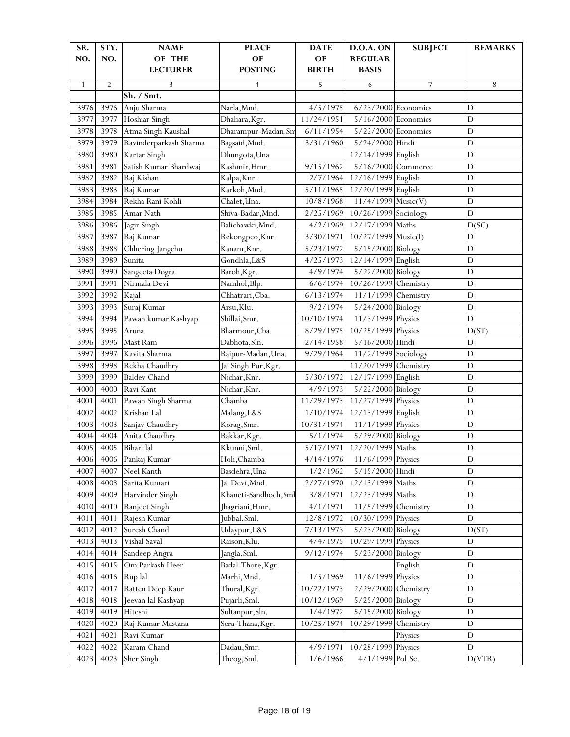| SR. NO. | STY. NO. | NAME OF THE LECTURER | PLACE OF POSTING | DATE OF BIRTH | D.O.A. ON REGULAR BASIS | SUBJECT | REMARKS |
|---|---|---|---|---|---|---|---|
| 1 | 2 | 3 | 4 | 5 | 6 | 7 | 8 |
| | | Sh. / Smt. | | | | | |
| 3976 | 3976 | Anju Sharma | Narla,Mnd. | 4/5/1975 | 6/23/2000 | Economics | D |
| 3977 | 3977 | Hoshiar Singh | Dhaliara,Kgr. | 11/24/1951 | 5/16/2000 | Economics | D |
| 3978 | 3978 | Atma Singh Kaushal | Dharampur-Madan,Sm | 6/11/1954 | 5/22/2000 | Economics | D |
| 3979 | 3979 | Ravinderparkash Sharma | Bagsaid,Mnd. | 3/31/1960 | 5/24/2000 | Hindi | D |
| 3980 | 3980 | Kartar Singh | Dhungota,Una | | 12/14/1999 | English | D |
| 3981 | 3981 | Satish Kumar Bhardwaj | Kashmir,Hmr. | 9/15/1962 | 5/16/2000 | Commerce | D |
| 3982 | 3982 | Raj Kishan | Kalpa,Knr. | 2/7/1964 | 12/16/1999 | English | D |
| 3983 | 3983 | Raj Kumar | Karkoh,Mnd. | 5/11/1965 | 12/20/1999 | English | D |
| 3984 | 3984 | Rekha Rani Kohli | Chalet,Una. | 10/8/1968 | 11/4/1999 | Music(V) | D |
| 3985 | 3985 | Amar Nath | Shiva-Badar,Mnd. | 2/25/1969 | 10/26/1999 | Sociology | D |
| 3986 | 3986 | Jagir Singh | Balichawki,Mnd. | 4/2/1969 | 12/17/1999 | Maths | D(SC) |
| 3987 | 3987 | Raj Kumar | Rekongpeo,Knr. | 3/30/1971 | 10/27/1999 | Music(I) | D |
| 3988 | 3988 | Chhering Jangchu | Kanam,Knr. | 5/23/1972 | 5/15/2000 | Biology | D |
| 3989 | 3989 | Sunita | Gondhla,L&S | 4/25/1973 | 12/14/1999 | English | D |
| 3990 | 3990 | Sangeeta Dogra | Baroh,Kgr. | 4/9/1974 | 5/22/2000 | Biology | D |
| 3991 | 3991 | Nirmala Devi | Namhol,Blp. | 6/6/1974 | 10/26/1999 | Chemistry | D |
| 3992 | 3992 | Kajal | Chhatrari,Cba. | 6/13/1974 | 11/1/1999 | Chemistry | D |
| 3993 | 3993 | Suraj Kumar | Arsu,Klu. | 9/2/1974 | 5/24/2000 | Biology | D |
| 3994 | 3994 | Pawan kumar Kashyap | Shillai,Smr. | 10/10/1974 | 11/3/1999 | Physics | D |
| 3995 | 3995 | Aruna | Bharmour,Cba. | 8/29/1975 | 10/25/1999 | Physics | D(ST) |
| 3996 | 3996 | Mast Ram | Dabhota,Sln. | 2/14/1958 | 5/16/2000 | Hindi | D |
| 3997 | 3997 | Kavita Sharma | Raipur-Madan,Una. | 9/29/1964 | 11/2/1999 | Sociology | D |
| 3998 | 3998 | Rekha Chaudhry | Jai Singh Pur,Kgr. | | 11/20/1999 | Chemistry | D |
| 3999 | 3999 | Baldev Chand | Nichar,Knr. | 5/30/1972 | 12/17/1999 | English | D |
| 4000 | 4000 | Ravi Kant | Nichar,Knr. | 4/9/1973 | 5/22/2000 | Biology | D |
| 4001 | 4001 | Pawan Singh Sharma | Chamba | 11/29/1973 | 11/27/1999 | Physics | D |
| 4002 | 4002 | Krishan Lal | Malang,L&S | 1/10/1974 | 12/13/1999 | English | D |
| 4003 | 4003 | Sanjay Chaudhry | Korag,Smr. | 10/31/1974 | 11/1/1999 | Physics | D |
| 4004 | 4004 | Anita Chaudhry | Rakkar,Kgr. | 5/1/1974 | 5/29/2000 | Biology | D |
| 4005 | 4005 | Bihari lal | Kkunni,Sml. | 5/17/1971 | 12/20/1999 | Maths | D |
| 4006 | 4006 | Pankaj Kumar | Holi,Chamba | 4/14/1976 | 11/6/1999 | Physics | D |
| 4007 | 4007 | Neel Kanth | Basdehra,Una | 1/2/1962 | 5/15/2000 | Hindi | D |
| 4008 | 4008 | Sarita Kumari | Jai Devi,Mnd. | 2/27/1970 | 12/13/1999 | Maths | D |
| 4009 | 4009 | Harvinder Singh | Khaneti-Sandhoch,Sml | 3/8/1971 | 12/23/1999 | Maths | D |
| 4010 | 4010 | Ranjeet Singh | Jhagriani,Hmr. | 4/1/1971 | 11/5/1999 | Chemistry | D |
| 4011 | 4011 | Rajesh Kumar | Jubbal,Sml. | 12/8/1972 | 10/30/1999 | Physics | D |
| 4012 | 4012 | Suresh Chand | Udaypur,L&S | 7/13/1973 | 5/23/2000 | Biology | D(ST) |
| 4013 | 4013 | Vishal Saval | Raison,Klu. | 4/4/1975 | 10/29/1999 | Physics | D |
| 4014 | 4014 | Sandeep Angra | Jangla,Sml. | 9/12/1974 | 5/23/2000 | Biology | D |
| 4015 | 4015 | Om Parkash Heer | Badal-Thore,Kgr. | | | English | D |
| 4016 | 4016 | Rup lal | Marhi,Mnd. | 1/5/1969 | 11/6/1999 | Physics | D |
| 4017 | 4017 | Ratten Deep Kaur | Thural,Kgr. | 10/22/1973 | 2/29/2000 | Chemistry | D |
| 4018 | 4018 | Jeevan lal Kashyap | Pujarli,Sml. | 10/12/1969 | 5/25/2000 | Biology | D |
| 4019 | 4019 | Hiteshi | Sultanpur,Sln. | 1/4/1972 | 5/15/2000 | Biology | D |
| 4020 | 4020 | Raj Kumar Mastana | Sera-Thana,Kgr. | 10/25/1974 | 10/29/1999 | Chemistry | D |
| 4021 | 4021 | Ravi Kumar | | | | Physics | D |
| 4022 | 4022 | Karam Chand | Dadau,Smr. | 4/9/1971 | 10/28/1999 | Physics | D |
| 4023 | 4023 | Sher Singh | Theog,Sml. | 1/6/1966 | 4/1/1999 | Pol.Sc. | D(VTR) |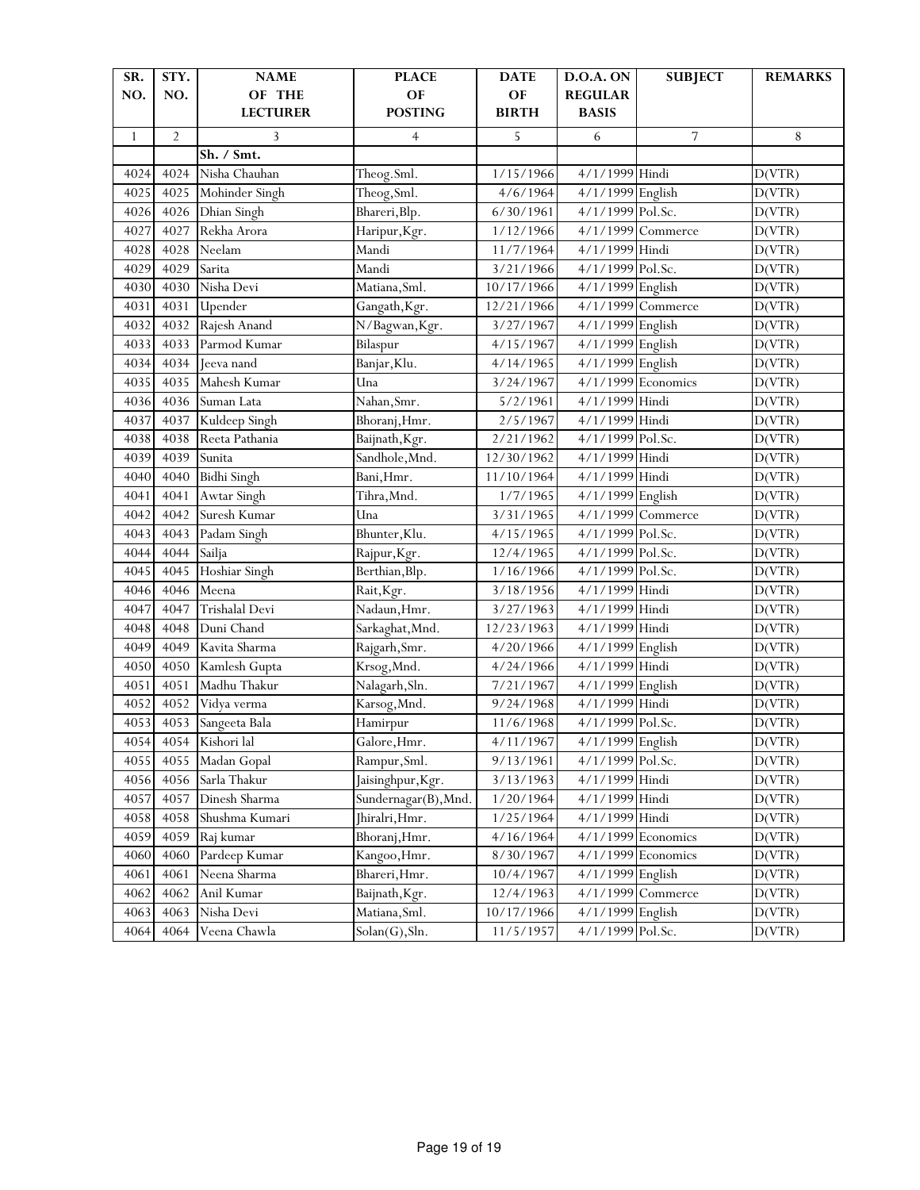| SR. NO. | STY. NO. | NAME OF THE LECTURER | PLACE OF POSTING | DATE OF BIRTH | D.O.A. ON REGULAR BASIS | SUBJECT | REMARKS |
|---|---|---|---|---|---|---|---|
| 1 | 2 | 3 | 4 | 5 | 6 | 7 | 8 |
| | | **Sh. / Smt.** | | | | | |
| 4024 | 4024 | Nisha Chauhan | Theog.Sml. | 1/15/1966 | 4/1/1999 | Hindi | D(VTR) |
| 4025 | 4025 | Mohinder Singh | Theog,Sml. | 4/6/1964 | 4/1/1999 | English | D(VTR) |
| 4026 | 4026 | Dhian Singh | Bhareri,Blp. | 6/30/1961 | 4/1/1999 | Pol.Sc. | D(VTR) |
| 4027 | 4027 | Rekha Arora | Haripur,Kgr. | 1/12/1966 | 4/1/1999 | Commerce | D(VTR) |
| 4028 | 4028 | Neelam | Mandi | 11/7/1964 | 4/1/1999 | Hindi | D(VTR) |
| 4029 | 4029 | Sarita | Mandi | 3/21/1966 | 4/1/1999 | Pol.Sc. | D(VTR) |
| 4030 | 4030 | Nisha Devi | Matiana,Sml. | 10/17/1966 | 4/1/1999 | English | D(VTR) |
| 4031 | 4031 | Upender | Gangath,Kgr. | 12/21/1966 | 4/1/1999 | Commerce | D(VTR) |
| 4032 | 4032 | Rajesh Anand | N/Bagwan,Kgr. | 3/27/1967 | 4/1/1999 | English | D(VTR) |
| 4033 | 4033 | Parmod Kumar | Bilaspur | 4/15/1967 | 4/1/1999 | English | D(VTR) |
| 4034 | 4034 | Jeeva nand | Banjar,Klu. | 4/14/1965 | 4/1/1999 | English | D(VTR) |
| 4035 | 4035 | Mahesh Kumar | Una | 3/24/1967 | 4/1/1999 | Economics | D(VTR) |
| 4036 | 4036 | Suman Lata | Nahan,Smr. | 5/2/1961 | 4/1/1999 | Hindi | D(VTR) |
| 4037 | 4037 | Kuldeep Singh | Bhoranj,Hmr. | 2/5/1967 | 4/1/1999 | Hindi | D(VTR) |
| 4038 | 4038 | Reeta Pathania | Baijnath,Kgr. | 2/21/1962 | 4/1/1999 | Pol.Sc. | D(VTR) |
| 4039 | 4039 | Sunita | Sandhole,Mnd. | 12/30/1962 | 4/1/1999 | Hindi | D(VTR) |
| 4040 | 4040 | Bidhi Singh | Bani,Hmr. | 11/10/1964 | 4/1/1999 | Hindi | D(VTR) |
| 4041 | 4041 | Awtar Singh | Tihra,Mnd. | 1/7/1965 | 4/1/1999 | English | D(VTR) |
| 4042 | 4042 | Suresh Kumar | Una | 3/31/1965 | 4/1/1999 | Commerce | D(VTR) |
| 4043 | 4043 | Padam Singh | Bhunter,Klu. | 4/15/1965 | 4/1/1999 | Pol.Sc. | D(VTR) |
| 4044 | 4044 | Sailja | Rajpur,Kgr. | 12/4/1965 | 4/1/1999 | Pol.Sc. | D(VTR) |
| 4045 | 4045 | Hoshiar Singh | Berthian,Blp. | 1/16/1966 | 4/1/1999 | Pol.Sc. | D(VTR) |
| 4046 | 4046 | Meena | Rait,Kgr. | 3/18/1956 | 4/1/1999 | Hindi | D(VTR) |
| 4047 | 4047 | Trishalal Devi | Nadaun,Hmr. | 3/27/1963 | 4/1/1999 | Hindi | D(VTR) |
| 4048 | 4048 | Duni Chand | Sarkaghat,Mnd. | 12/23/1963 | 4/1/1999 | Hindi | D(VTR) |
| 4049 | 4049 | Kavita Sharma | Rajgarh,Smr. | 4/20/1966 | 4/1/1999 | English | D(VTR) |
| 4050 | 4050 | Kamlesh Gupta | Krsog,Mnd. | 4/24/1966 | 4/1/1999 | Hindi | D(VTR) |
| 4051 | 4051 | Madhu Thakur | Nalagarh,Sln. | 7/21/1967 | 4/1/1999 | English | D(VTR) |
| 4052 | 4052 | Vidya verma | Karsog,Mnd. | 9/24/1968 | 4/1/1999 | Hindi | D(VTR) |
| 4053 | 4053 | Sangeeta Bala | Hamirpur | 11/6/1968 | 4/1/1999 | Pol.Sc. | D(VTR) |
| 4054 | 4054 | Kishori lal | Galore,Hmr. | 4/11/1967 | 4/1/1999 | English | D(VTR) |
| 4055 | 4055 | Madan Gopal | Rampur,Sml. | 9/13/1961 | 4/1/1999 | Pol.Sc. | D(VTR) |
| 4056 | 4056 | Sarla Thakur | Jaisinghpur,Kgr. | 3/13/1963 | 4/1/1999 | Hindi | D(VTR) |
| 4057 | 4057 | Dinesh Sharma | Sundernagar(B),Mnd. | 1/20/1964 | 4/1/1999 | Hindi | D(VTR) |
| 4058 | 4058 | Shushma Kumari | Jhiralri,Hmr. | 1/25/1964 | 4/1/1999 | Hindi | D(VTR) |
| 4059 | 4059 | Raj kumar | Bhoranj,Hmr. | 4/16/1964 | 4/1/1999 | Economics | D(VTR) |
| 4060 | 4060 | Pardeep Kumar | Kangoo,Hmr. | 8/30/1967 | 4/1/1999 | Economics | D(VTR) |
| 4061 | 4061 | Neena Sharma | Bhareri,Hmr. | 10/4/1967 | 4/1/1999 | English | D(VTR) |
| 4062 | 4062 | Anil Kumar | Baijnath,Kgr. | 12/4/1963 | 4/1/1999 | Commerce | D(VTR) |
| 4063 | 4063 | Nisha Devi | Matiana,Sml. | 10/17/1966 | 4/1/1999 | English | D(VTR) |
| 4064 | 4064 | Veena Chawla | Solan(G),Sln. | 11/5/1957 | 4/1/1999 | Pol.Sc. | D(VTR) |